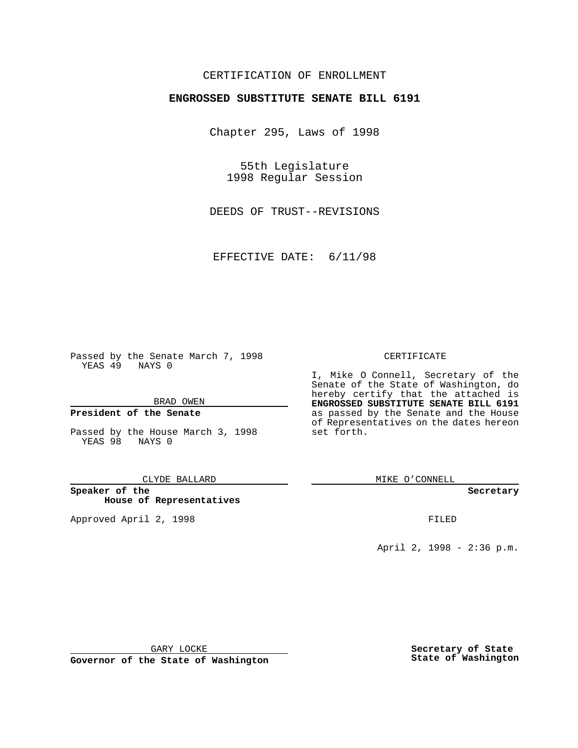CERTIFICATION OF ENROLLMENT

**ENGROSSED SUBSTITUTE SENATE BILL 6191**

Chapter 295, Laws of 1998

55th Legislature
1998 Regular Session

DEEDS OF TRUST--REVISIONS

EFFECTIVE DATE: 6/11/98

Passed by the Senate March 7, 1998
YEAS 49 NAYS 0

BRAD OWEN

**President of the Senate**

Passed by the House March 3, 1998
YEAS 98 NAYS 0

CLYDE BALLARD

**Speaker of the House of Representatives**

Approved April 2, 1998

GARY LOCKE

**Governor of the State of Washington**

CERTIFICATE

I, Mike O Connell, Secretary of the Senate of the State of Washington, do hereby certify that the attached is **ENGROSSED SUBSTITUTE SENATE BILL 6191** as passed by the Senate and the House of Representatives on the dates hereon set forth.

MIKE O'CONNELL

**Secretary**

FILED

April 2, 1998 - 2:36 p.m.

**Secretary of State State of Washington**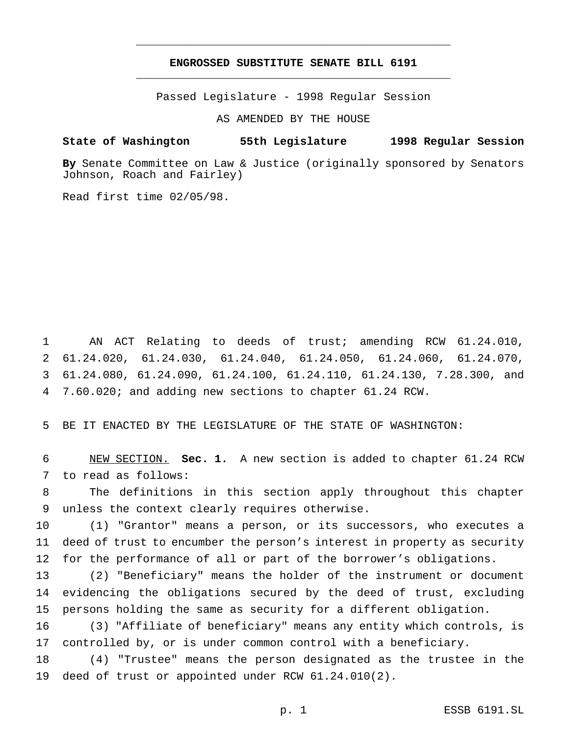# ENGROSSED SUBSTITUTE SENATE BILL 6191

Passed Legislature - 1998 Regular Session

AS AMENDED BY THE HOUSE

**State of Washington 55th Legislature 1998 Regular Session**

**By** Senate Committee on Law & Justice (originally sponsored by Senators Johnson, Roach and Fairley)

Read first time 02/05/98.

AN ACT Relating to deeds of trust; amending RCW 61.24.010, 61.24.020, 61.24.030, 61.24.040, 61.24.050, 61.24.060, 61.24.070, 61.24.080, 61.24.090, 61.24.100, 61.24.110, 61.24.130, 7.28.300, and 7.60.020; and adding new sections to chapter 61.24 RCW.

BE IT ENACTED BY THE LEGISLATURE OF THE STATE OF WASHINGTON:

NEW SECTION. **Sec. 1.** A new section is added to chapter 61.24 RCW to read as follows:

The definitions in this section apply throughout this chapter unless the context clearly requires otherwise.

(1) "Grantor" means a person, or its successors, who executes a deed of trust to encumber the person's interest in property as security for the performance of all or part of the borrower's obligations.

(2) "Beneficiary" means the holder of the instrument or document evidencing the obligations secured by the deed of trust, excluding persons holding the same as security for a different obligation.

(3) "Affiliate of beneficiary" means any entity which controls, is controlled by, or is under common control with a beneficiary.

(4) "Trustee" means the person designated as the trustee in the deed of trust or appointed under RCW 61.24.010(2).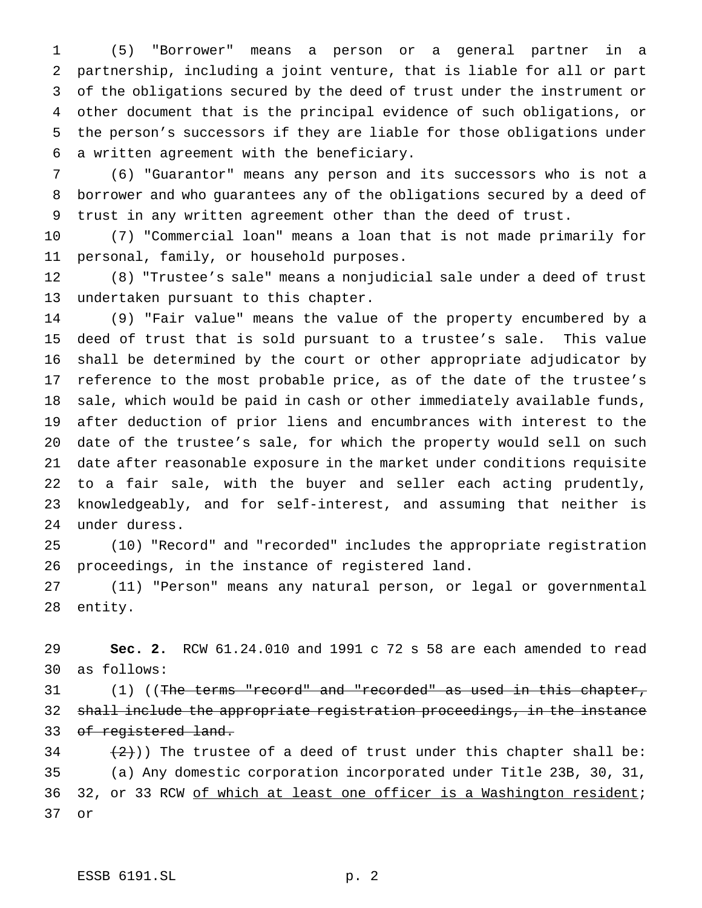(5) "Borrower" means a person or a general partner in a partnership, including a joint venture, that is liable for all or part of the obligations secured by the deed of trust under the instrument or other document that is the principal evidence of such obligations, or the person's successors if they are liable for those obligations under a written agreement with the beneficiary.

(6) "Guarantor" means any person and its successors who is not a borrower and who guarantees any of the obligations secured by a deed of trust in any written agreement other than the deed of trust.

(7) "Commercial loan" means a loan that is not made primarily for personal, family, or household purposes.

(8) "Trustee's sale" means a nonjudicial sale under a deed of trust undertaken pursuant to this chapter.

(9) "Fair value" means the value of the property encumbered by a deed of trust that is sold pursuant to a trustee's sale. This value shall be determined by the court or other appropriate adjudicator by reference to the most probable price, as of the date of the trustee's sale, which would be paid in cash or other immediately available funds, after deduction of prior liens and encumbrances with interest to the date of the trustee's sale, for which the property would sell on such date after reasonable exposure in the market under conditions requisite to a fair sale, with the buyer and seller each acting prudently, knowledgeably, and for self-interest, and assuming that neither is under duress.

(10) "Record" and "recorded" includes the appropriate registration proceedings, in the instance of registered land.

(11) "Person" means any natural person, or legal or governmental entity.

**Sec. 2.** RCW 61.24.010 and 1991 c 72 s 58 are each amended to read as follows:

(1) ((~~The terms "record" and "recorded" as used in this chapter, shall include the appropriate registration proceedings, in the instance of registered land.~~

~~(2)~~)) The trustee of a deed of trust under this chapter shall be:

(a) Any domestic corporation incorporated under Title 23B, 30, 31, 32, or 33 RCW <u>of which at least one officer is a Washington resident</u>; or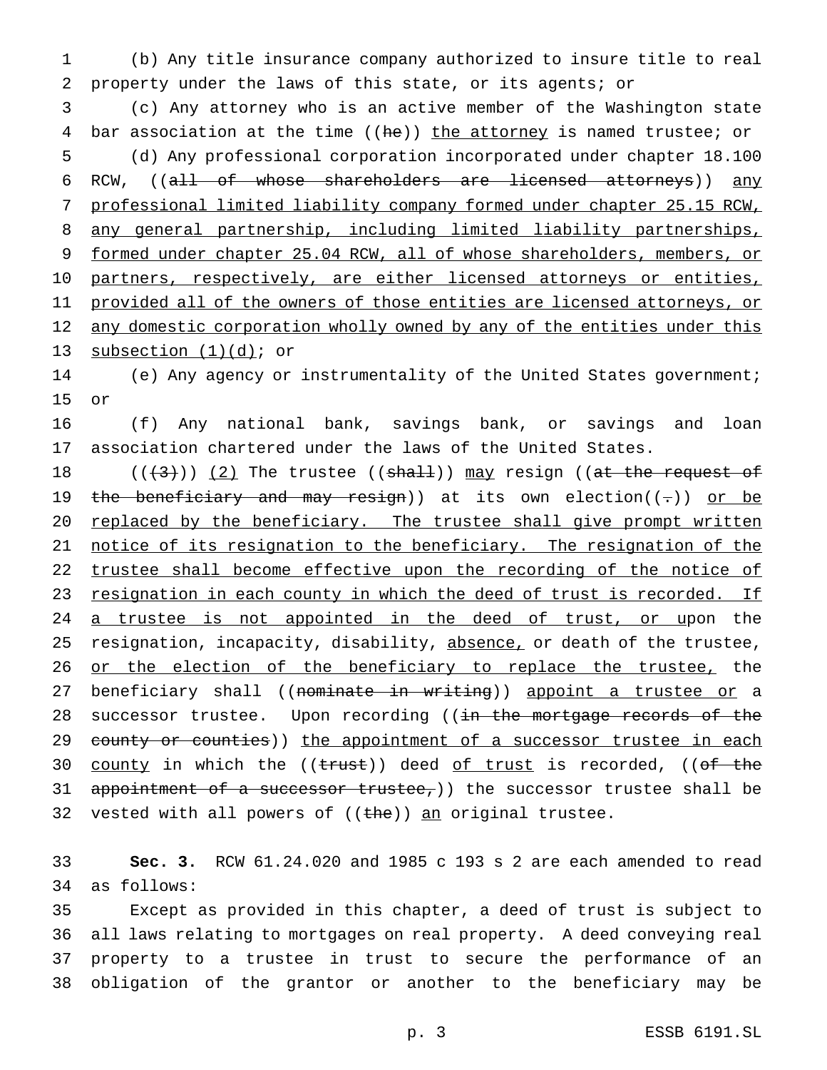(b) Any title insurance company authorized to insure title to real property under the laws of this state, or its agents; or

(c) Any attorney who is an active member of the Washington state bar association at the time ((~~he~~)) <u>the attorney</u> is named trustee; or

(d) Any professional corporation incorporated under chapter 18.100 RCW, ((~~all of whose shareholders are licensed attorneys~~)) <u>any professional limited liability company formed under chapter 25.15 RCW, any general partnership, including limited liability partnerships, formed under chapter 25.04 RCW, all of whose shareholders, members, or partners, respectively, are either licensed attorneys or entities, provided all of the owners of those entities are licensed attorneys, or any domestic corporation wholly owned by any of the entities under this subsection (1)(d)</u>; or

(e) Any agency or instrumentality of the United States government; or

(f) Any national bank, savings bank, or savings and loan association chartered under the laws of the United States.

((~~(3)~~)) <u>(2)</u> The trustee ((~~shall~~)) <u>may</u> resign ((~~at the request of the beneficiary and may resign~~)) at its own election((~~.~~)) <u>or be replaced by the beneficiary. The trustee shall give prompt written notice of its resignation to the beneficiary. The resignation of the trustee shall become effective upon the recording of the notice of resignation in each county in which the deed of trust is recorded. If a trustee is not appointed in the deed of trust, or u</u>pon the resignation, incapacity, disability, <u>absence,</u> or death of the trustee, <u>or the election of the beneficiary to replace the trustee,</u> the beneficiary shall ((~~nominate in writing~~)) <u>appoint a trustee or</u> a successor trustee. Upon recording ((~~in the mortgage records of the county or counties~~)) <u>the appointment of a successor trustee in each county</u> in which the ((~~trust~~)) deed <u>of trust</u> is recorded, ((~~of the appointment of a successor trustee,~~)) the successor trustee shall be vested with all powers of ((~~the~~)) <u>an</u> original trustee.

**Sec. 3.** RCW 61.24.020 and 1985 c 193 s 2 are each amended to read as follows:

Except as provided in this chapter, a deed of trust is subject to all laws relating to mortgages on real property. A deed conveying real property to a trustee in trust to secure the performance of an obligation of the grantor or another to the beneficiary may be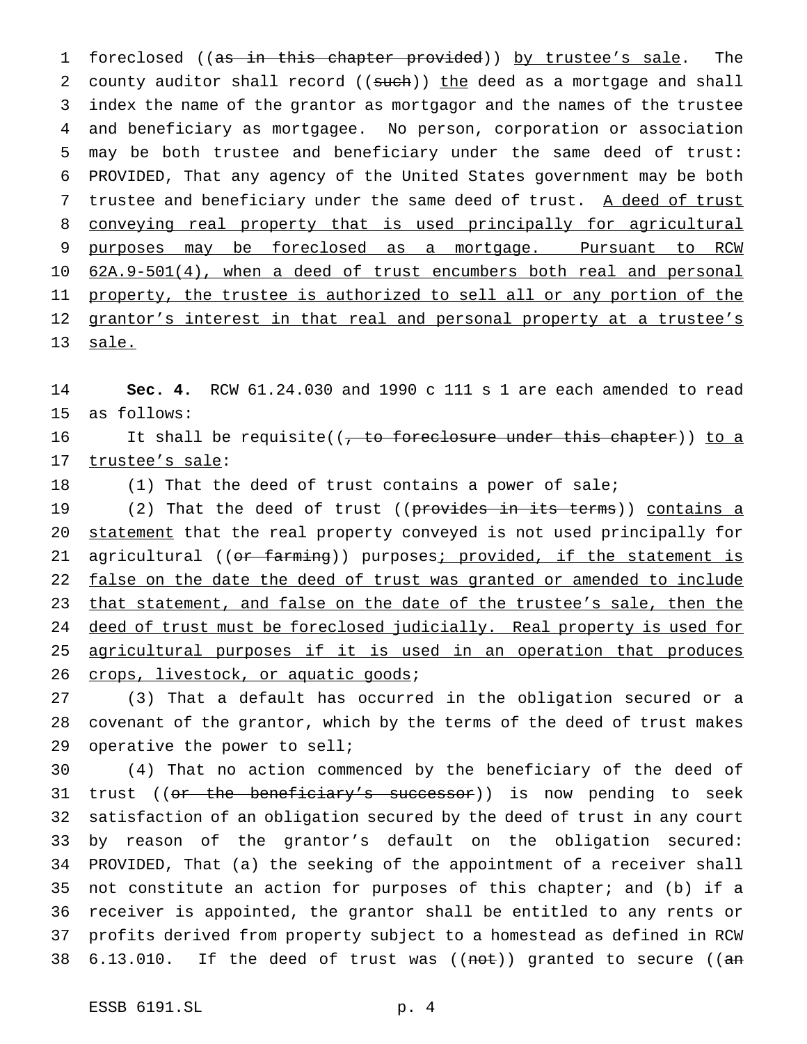foreclosed ((~~as in this chapter provided~~)) <u>by trustee's sale</u>. The county auditor shall record ((~~such~~)) <u>the</u> deed as a mortgage and shall index the name of the grantor as mortgagor and the names of the trustee and beneficiary as mortgagee. No person, corporation or association may be both trustee and beneficiary under the same deed of trust: PROVIDED, That any agency of the United States government may be both trustee and beneficiary under the same deed of trust. <u>A deed of trust conveying real property that is used principally for agricultural purposes may be foreclosed as a mortgage. Pursuant to RCW 62A.9-501(4), when a deed of trust encumbers both real and personal property, the trustee is authorized to sell all or any portion of the grantor's interest in that real and personal property at a trustee's sale.</u>

**Sec. 4.** RCW 61.24.030 and 1990 c 111 s 1 are each amended to read as follows:

It shall be requisite((~~, to foreclosure under this chapter~~)) <u>to a trustee's sale</u>:

(1) That the deed of trust contains a power of sale;

(2) That the deed of trust ((~~provides in its terms~~)) <u>contains a statement</u> that the real property conveyed is not used principally for agricultural ((~~or farming~~)) purposes<u>; provided, if the statement is false on the date the deed of trust was granted or amended to include that statement, and false on the date of the trustee's sale, then the deed of trust must be foreclosed judicially. Real property is used for agricultural purposes if it is used in an operation that produces crops, livestock, or aquatic goods</u>;

(3) That a default has occurred in the obligation secured or a covenant of the grantor, which by the terms of the deed of trust makes operative the power to sell;

(4) That no action commenced by the beneficiary of the deed of trust ((~~or the beneficiary's successor~~)) is now pending to seek satisfaction of an obligation secured by the deed of trust in any court by reason of the grantor's default on the obligation secured: PROVIDED, That (a) the seeking of the appointment of a receiver shall not constitute an action for purposes of this chapter; and (b) if a receiver is appointed, the grantor shall be entitled to any rents or profits derived from property subject to a homestead as defined in RCW 6.13.010. If the deed of trust was ((~~not~~)) granted to secure ((~~an~~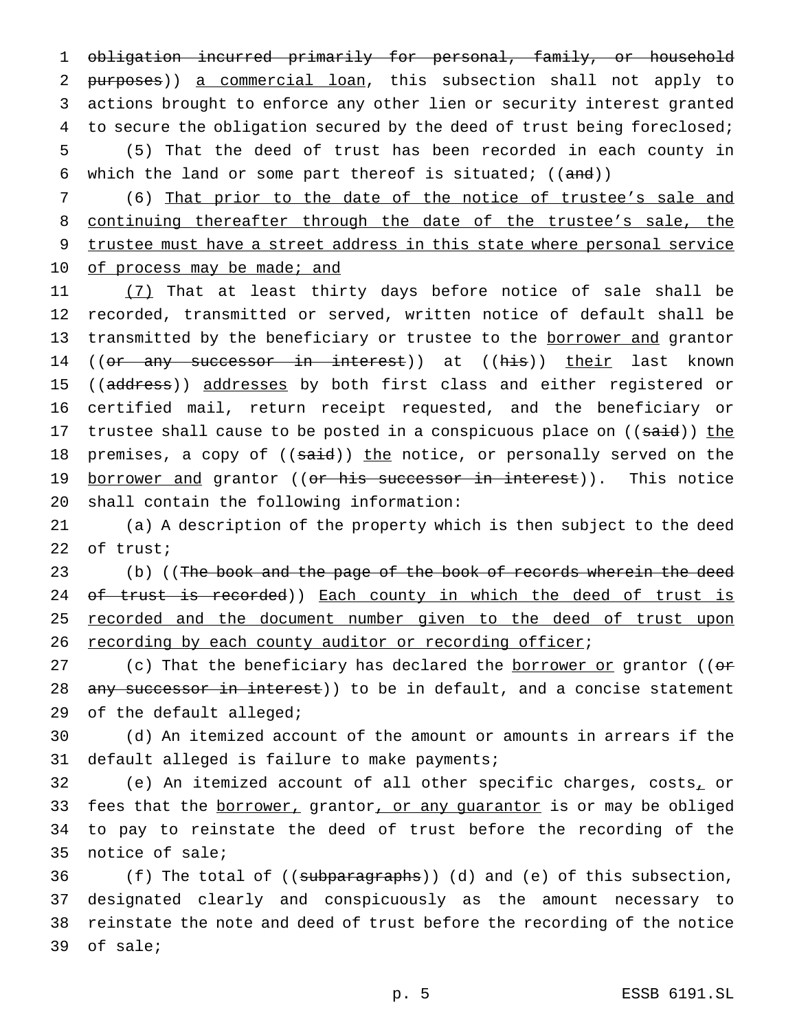obligation incurred primarily for personal, family, or household purposes)) a commercial loan, this subsection shall not apply to actions brought to enforce any other lien or security interest granted to secure the obligation secured by the deed of trust being foreclosed;

(5) That the deed of trust has been recorded in each county in which the land or some part thereof is situated; ((and))

(6) That prior to the date of the notice of trustee's sale and continuing thereafter through the date of the trustee's sale, the trustee must have a street address in this state where personal service of process may be made; and

(7) That at least thirty days before notice of sale shall be recorded, transmitted or served, written notice of default shall be transmitted by the beneficiary or trustee to the borrower and grantor ((or any successor in interest)) at ((his)) their last known ((address)) addresses by both first class and either registered or certified mail, return receipt requested, and the beneficiary or trustee shall cause to be posted in a conspicuous place on ((said)) the premises, a copy of ((said)) the notice, or personally served on the borrower and grantor ((or his successor in interest)). This notice shall contain the following information:

(a) A description of the property which is then subject to the deed of trust;

(b) ((The book and the page of the book of records wherein the deed of trust is recorded)) Each county in which the deed of trust is recorded and the document number given to the deed of trust upon recording by each county auditor or recording officer;

(c) That the beneficiary has declared the borrower or grantor ((or any successor in interest)) to be in default, and a concise statement of the default alleged;

(d) An itemized account of the amount or amounts in arrears if the default alleged is failure to make payments;

(e) An itemized account of all other specific charges, costs, or fees that the borrower, grantor, or any guarantor is or may be obliged to pay to reinstate the deed of trust before the recording of the notice of sale;

(f) The total of ((subparagraphs)) (d) and (e) of this subsection, designated clearly and conspicuously as the amount necessary to reinstate the note and deed of trust before the recording of the notice of sale;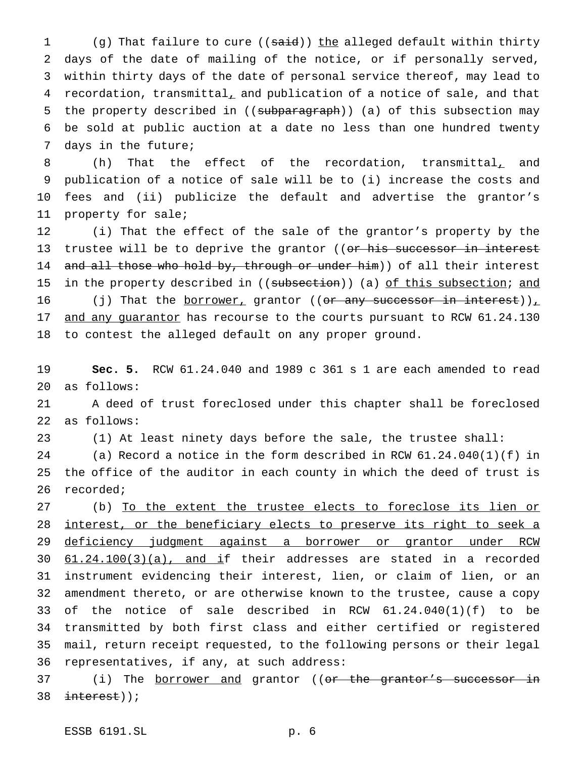(g) That failure to cure ((~~said~~)) <u>the</u> alleged default within thirty days of the date of mailing of the notice, or if personally served, within thirty days of the date of personal service thereof, may lead to recordation, transmittal<u>,</u> and publication of a notice of sale, and that the property described in ((~~subparagraph~~)) (a) of this subsection may be sold at public auction at a date no less than one hundred twenty days in the future;

(h) That the effect of the recordation, transmittal<u>,</u> and publication of a notice of sale will be to (i) increase the costs and fees and (ii) publicize the default and advertise the grantor's property for sale;

(i) That the effect of the sale of the grantor's property by the trustee will be to deprive the grantor ((~~or his successor in interest and all those who hold by, through or under him~~)) of all their interest in the property described in ((~~subsection~~)) (a) <u>of this subsection</u>; <u>and</u>

(j) That the <u>borrower,</u> grantor ((~~or any successor in interest~~))<u>, and any guarantor</u> has recourse to the courts pursuant to RCW 61.24.130 to contest the alleged default on any proper ground.

**Sec. 5.** RCW 61.24.040 and 1989 c 361 s 1 are each amended to read as follows:

A deed of trust foreclosed under this chapter shall be foreclosed as follows:

(1) At least ninety days before the sale, the trustee shall:

(a) Record a notice in the form described in RCW 61.24.040(1)(f) in the office of the auditor in each county in which the deed of trust is recorded;

(b) <u>To the extent the trustee elects to foreclose its lien or interest, or the beneficiary elects to preserve its right to seek a deficiency judgment against a borrower or grantor under RCW 61.24.100(3)(a), and i</u>f their addresses are stated in a recorded instrument evidencing their interest, lien, or claim of lien, or an amendment thereto, or are otherwise known to the trustee, cause a copy of the notice of sale described in RCW 61.24.040(1)(f) to be transmitted by both first class and either certified or registered mail, return receipt requested, to the following persons or their legal representatives, if any, at such address:

(i) The <u>borrower and</u> grantor ((~~or the grantor's successor in interest~~));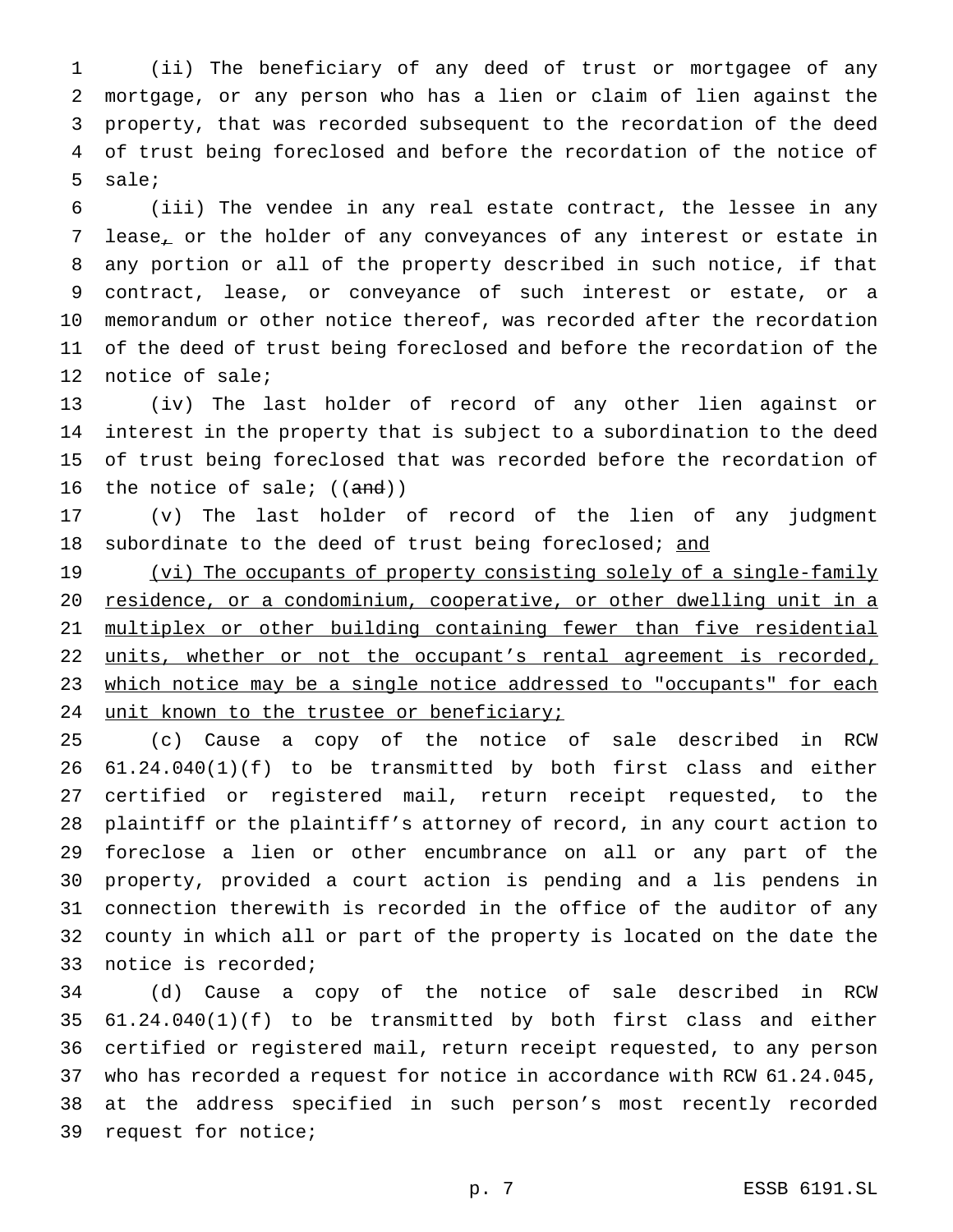(ii) The beneficiary of any deed of trust or mortgagee of any mortgage, or any person who has a lien or claim of lien against the property, that was recorded subsequent to the recordation of the deed of trust being foreclosed and before the recordation of the notice of sale;

(iii) The vendee in any real estate contract, the lessee in any lease, or the holder of any conveyances of any interest or estate in any portion or all of the property described in such notice, if that contract, lease, or conveyance of such interest or estate, or a memorandum or other notice thereof, was recorded after the recordation of the deed of trust being foreclosed and before the recordation of the notice of sale;

(iv) The last holder of record of any other lien against or interest in the property that is subject to a subordination to the deed of trust being foreclosed that was recorded before the recordation of the notice of sale; ((~~and~~))

(v) The last holder of record of the lien of any judgment subordinate to the deed of trust being foreclosed; <u>and</u>

<u>(vi) The occupants of property consisting solely of a single-family residence, or a condominium, cooperative, or other dwelling unit in a multiplex or other building containing fewer than five residential units, whether or not the occupant's rental agreement is recorded, which notice may be a single notice addressed to "occupants" for each unit known to the trustee or beneficiary;</u>

(c) Cause a copy of the notice of sale described in RCW 61.24.040(1)(f) to be transmitted by both first class and either certified or registered mail, return receipt requested, to the plaintiff or the plaintiff's attorney of record, in any court action to foreclose a lien or other encumbrance on all or any part of the property, provided a court action is pending and a lis pendens in connection therewith is recorded in the office of the auditor of any county in which all or part of the property is located on the date the notice is recorded;

(d) Cause a copy of the notice of sale described in RCW 61.24.040(1)(f) to be transmitted by both first class and either certified or registered mail, return receipt requested, to any person who has recorded a request for notice in accordance with RCW 61.24.045, at the address specified in such person's most recently recorded request for notice;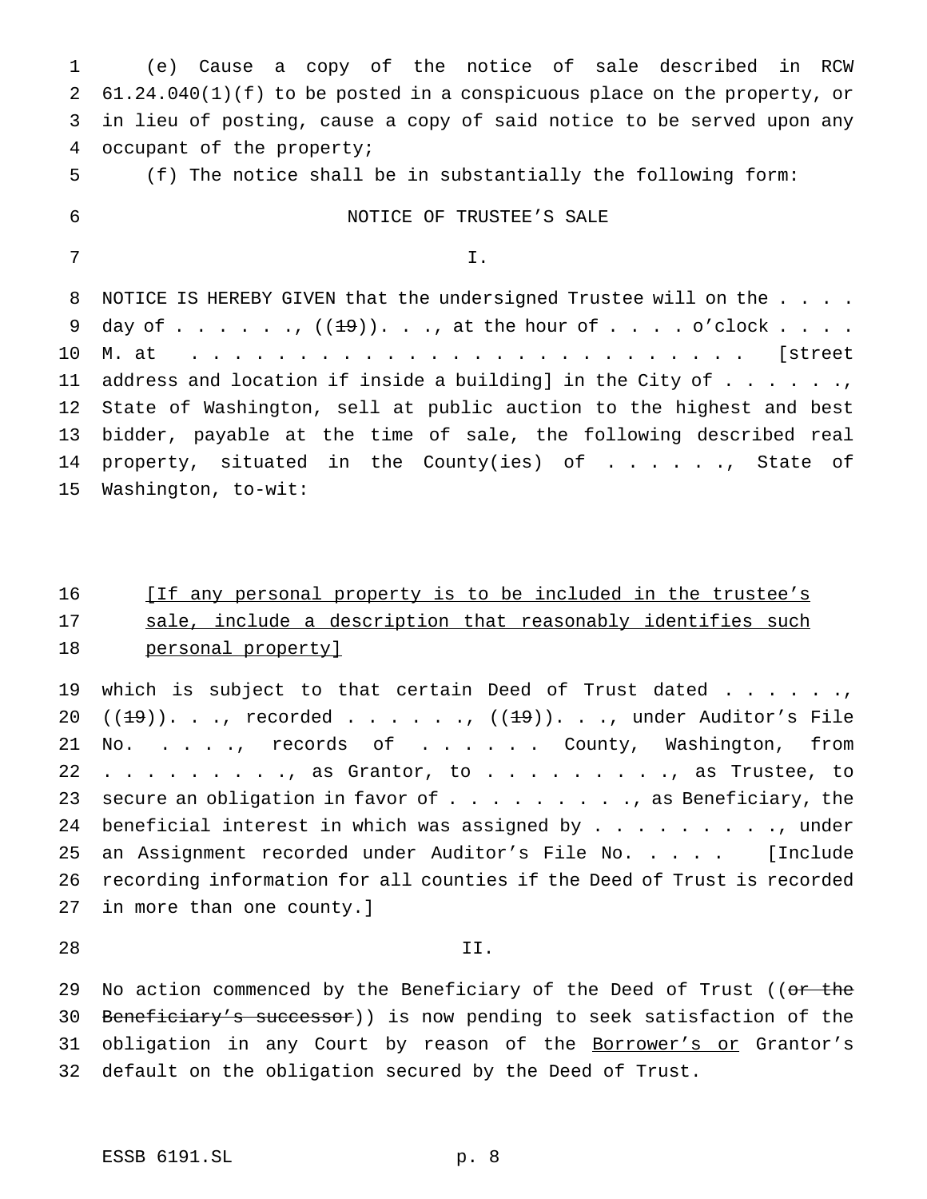(e) Cause a copy of the notice of sale described in RCW 61.24.040(1)(f) to be posted in a conspicuous place on the property, or in lieu of posting, cause a copy of said notice to be served upon any occupant of the property;

(f) The notice shall be in substantially the following form:

NOTICE OF TRUSTEE'S SALE

I.

NOTICE IS HEREBY GIVEN that the undersigned Trustee will on the . . . . day of . . . . . . ., ((~~19~~)). . ., at the hour of . . . . o'clock . . . . M. at . . . . . . . . . . . . . . . . . . . . . . . . . . [street address and location if inside a building] in the City of . . . . . . ., State of Washington, sell at public auction to the highest and best bidder, payable at the time of sale, the following described real property, situated in the County(ies) of . . . . . . ., State of Washington, to-wit:

<u>[If any personal property is to be included in the trustee's sale, include a description that reasonably identifies such personal property]</u>

which is subject to that certain Deed of Trust dated . . . . . . ., ((~~19~~)). . ., recorded . . . . . . ., ((~~19~~)). . ., under Auditor's File No. . . . . ., records of . . . . . . County, Washington, from . . . . . . . . . ., as Grantor, to . . . . . . . . . ., as Trustee, to secure an obligation in favor of . . . . . . . . . ., as Beneficiary, the beneficial interest in which was assigned by . . . . . . . . . ., under an Assignment recorded under Auditor's File No. . . . . [Include recording information for all counties if the Deed of Trust is recorded in more than one county.]

II.

No action commenced by the Beneficiary of the Deed of Trust ((~~or the Beneficiary's successor~~)) is now pending to seek satisfaction of the obligation in any Court by reason of the <u>Borrower's or</u> Grantor's default on the obligation secured by the Deed of Trust.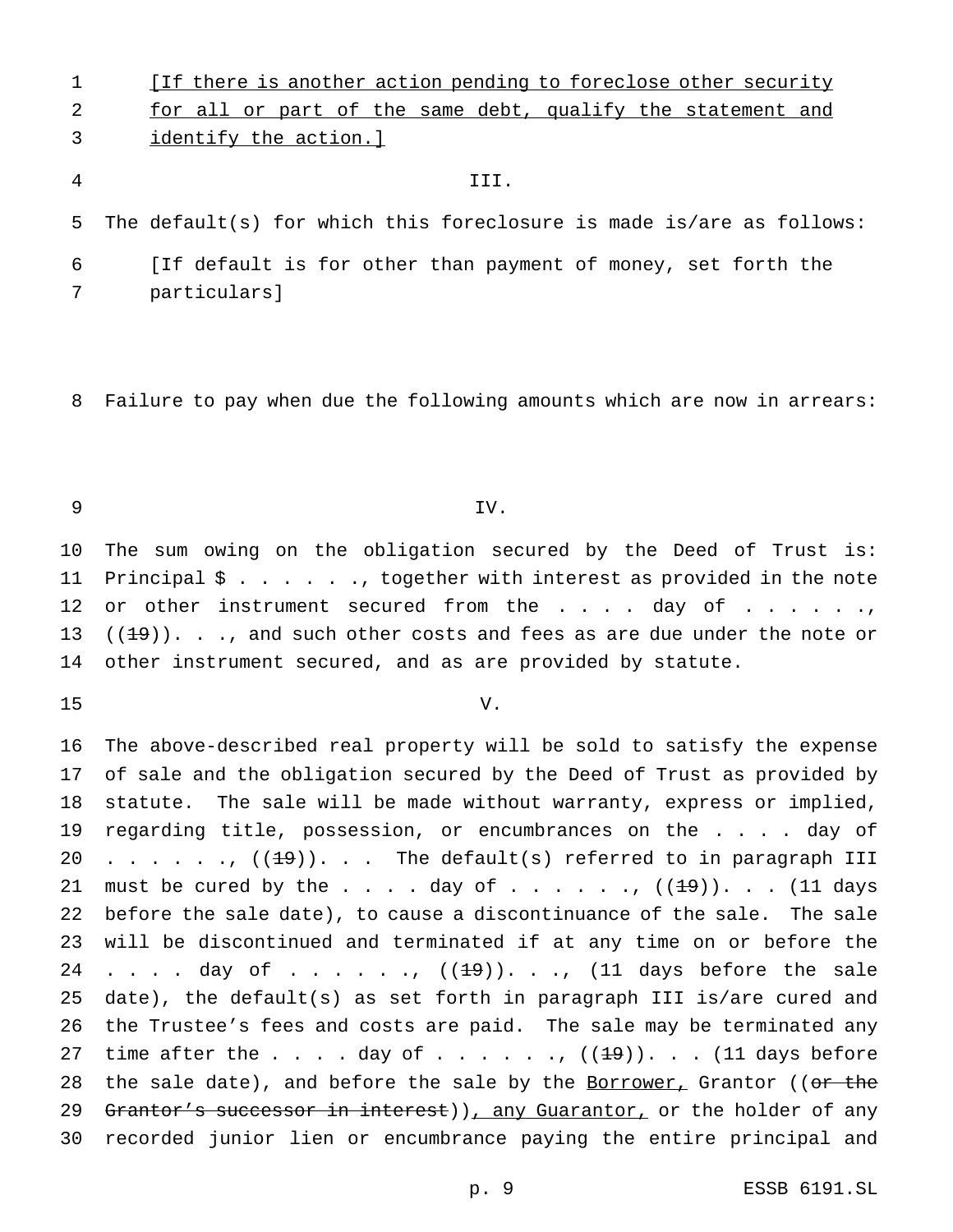[If there is another action pending to foreclose other security for all or part of the same debt, qualify the statement and identify the action.]

III.

The default(s) for which this foreclosure is made is/are as follows:

[If default is for other than payment of money, set forth the particulars]

Failure to pay when due the following amounts which are now in arrears:

IV.

The sum owing on the obligation secured by the Deed of Trust is: Principal $ . . . . . ., together with interest as provided in the note or other instrument secured from the . . . . day of . . . . . ., ((19)). . ., and such other costs and fees as are due under the note or other instrument secured, and as are provided by statute.

V.

The above-described real property will be sold to satisfy the expense of sale and the obligation secured by the Deed of Trust as provided by statute. The sale will be made without warranty, express or implied, regarding title, possession, or encumbrances on the . . . . day of . . . . . ., ((19)). . . The default(s) referred to in paragraph III must be cured by the . . . . day of . . . . . ., ((19)). . . (11 days before the sale date), to cause a discontinuance of the sale. The sale will be discontinued and terminated if at any time on or before the . . . . day of . . . . . ., ((19)). . ., (11 days before the sale date), the default(s) as set forth in paragraph III is/are cured and the Trustee's fees and costs are paid. The sale may be terminated any time after the . . . . day of . . . . . ., ((19)). . . (11 days before the sale date), and before the sale by the Borrower, Grantor ((or the Grantor's successor in interest)), any Guarantor, or the holder of any recorded junior lien or encumbrance paying the entire principal and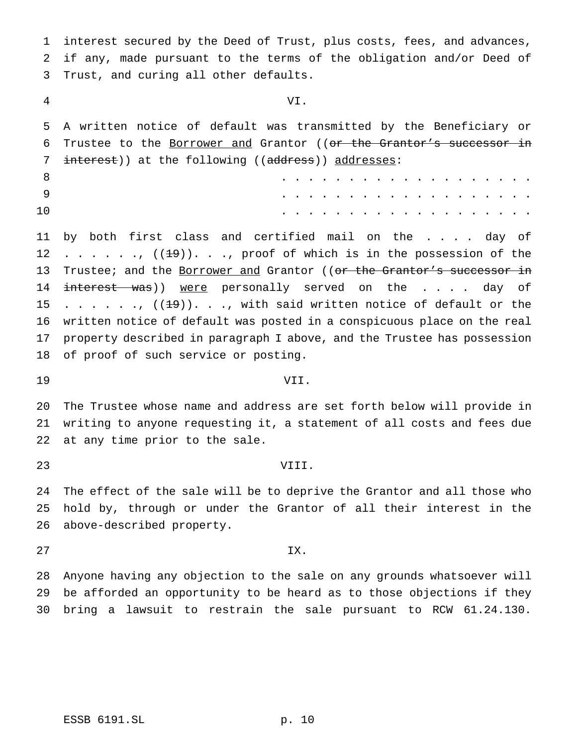interest secured by the Deed of Trust, plus costs, fees, and advances, if any, made pursuant to the terms of the obligation and/or Deed of Trust, and curing all other defaults.

VI.

A written notice of default was transmitted by the Beneficiary or Trustee to the Borrower and Grantor ((~~or the Grantor's successor in interest~~)) at the following ((~~address~~)) addresses:

. . . . . . . . . . . . . . . . . . . .
. . . . . . . . . . . . . . . . . . . .
. . . . . . . . . . . . . . . . . . . .

by both first class and certified mail on the . . . . day of . . . . . . ., ((~~19~~)). . ., proof of which is in the possession of the Trustee; and the Borrower and Grantor ((~~or the Grantor's successor in interest was~~)) were personally served on the . . . . day of . . . . . . ., ((~~19~~)). . ., with said written notice of default or the written notice of default was posted in a conspicuous place on the real property described in paragraph I above, and the Trustee has possession of proof of such service or posting.

VII.

The Trustee whose name and address are set forth below will provide in writing to anyone requesting it, a statement of all costs and fees due at any time prior to the sale.

VIII.

The effect of the sale will be to deprive the Grantor and all those who hold by, through or under the Grantor of all their interest in the above-described property.

IX.

Anyone having any objection to the sale on any grounds whatsoever will be afforded an opportunity to be heard as to those objections if they bring a lawsuit to restrain the sale pursuant to RCW 61.24.130.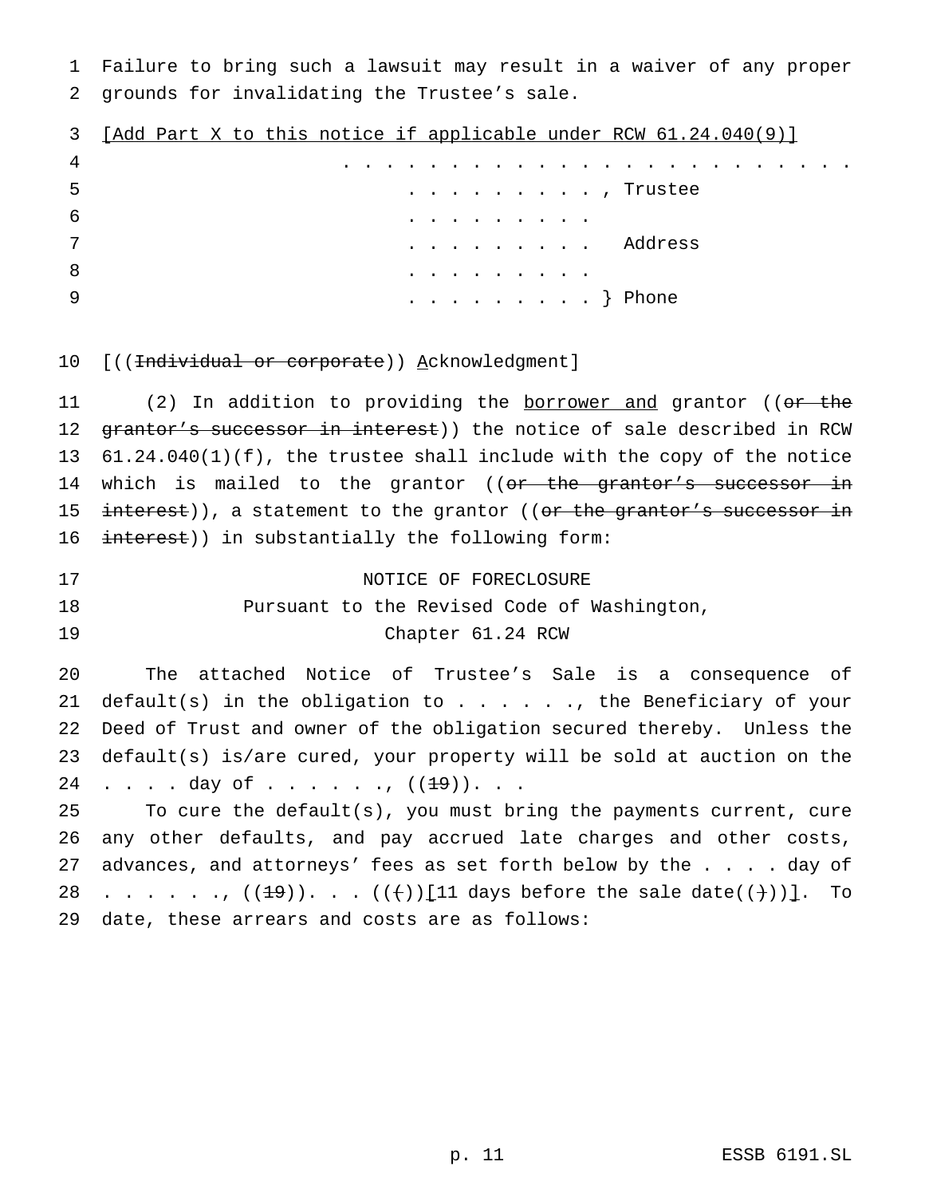Failure to bring such a lawsuit may result in a waiver of any proper grounds for invalidating the Trustee's sale.

[Add Part X to this notice if applicable under RCW 61.24.040(9)]

. . . . . . . . . . . . . . . . . . . . . . . . .

. . . . . . . . . , Trustee

. . . . . . . . .

. . . . . . . . . Address

. . . . . . . . .

. . . . . . . . . } Phone

[((Individual or corporate)) Acknowledgment]

(2) In addition to providing the borrower and grantor ((or the grantor's successor in interest)) the notice of sale described in RCW 61.24.040(1)(f), the trustee shall include with the copy of the notice which is mailed to the grantor ((or the grantor's successor in interest)), a statement to the grantor ((or the grantor's successor in interest)) in substantially the following form:

NOTICE OF FORECLOSURE
Pursuant to the Revised Code of Washington,
Chapter 61.24 RCW

The attached Notice of Trustee's Sale is a consequence of default(s) in the obligation to . . . . . ., the Beneficiary of your Deed of Trust and owner of the obligation secured thereby. Unless the default(s) is/are cured, your property will be sold at auction on the . . . . day of . . . . . ., ((19)). . .

To cure the default(s), you must bring the payments current, cure any other defaults, and pay accrued late charges and other costs, advances, and attorneys' fees as set forth below by the . . . . day of . . . . . ., ((19)). . . ((())[11 days before the sale date(()))]. To date, these arrears and costs are as follows: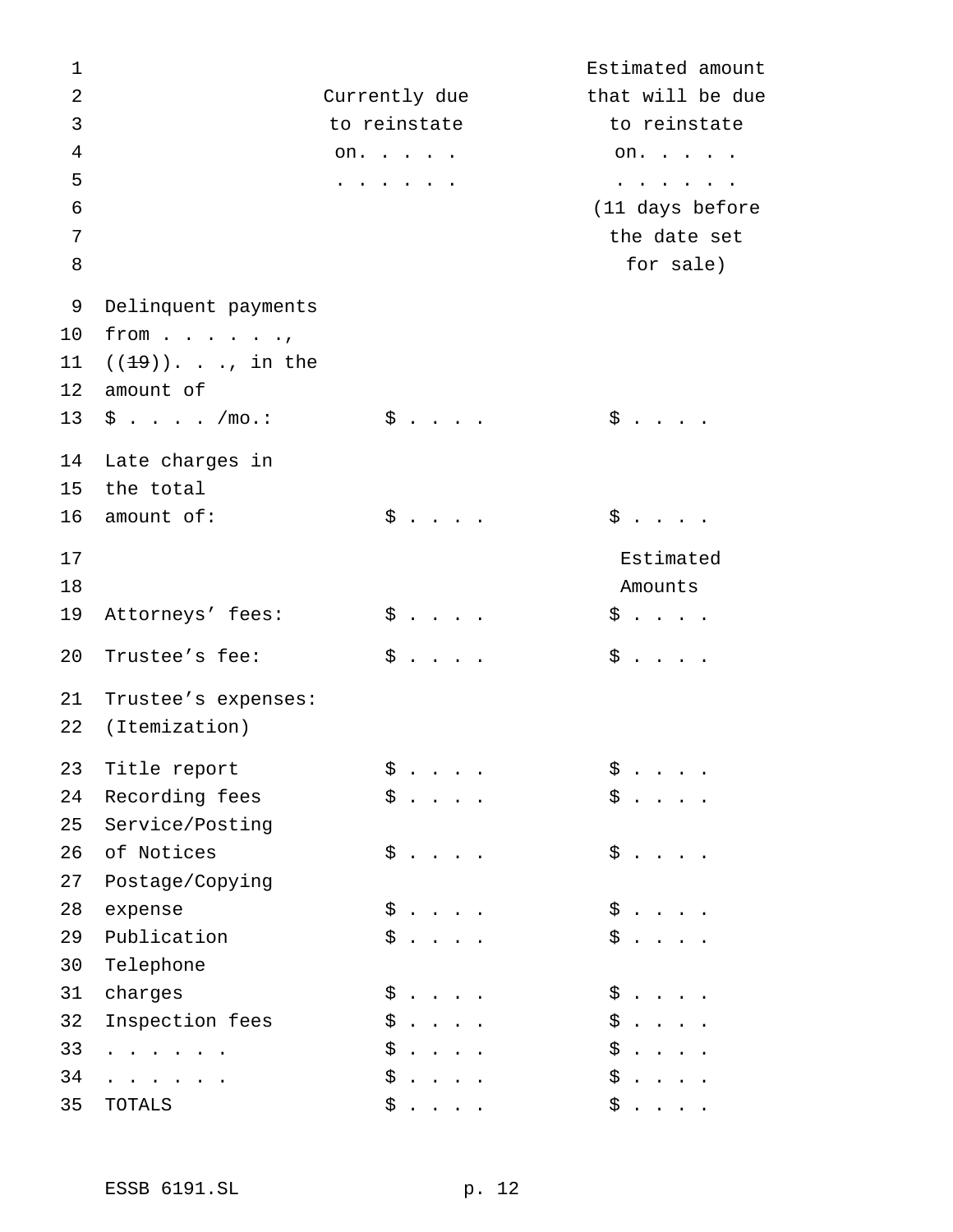| | Currently due to reinstate on. . . . . . . . . . . | Estimated amount that will be due to reinstate on. . . . . . . . . . . (11 days before the date set for sale) |
|---|---|---|
| Delinquent payments from . . . . . ., ((~~19~~)). . ., in the amount of $ . . . . /mo.: | $ . . . . | $ . . . . |
| Late charges in the total amount of: | $ . . . . | $ . . . . |
| | | Estimated Amounts |
| Attorneys' fees: | $ . . . . | $ . . . . |
| Trustee's fee: | $ . . . . | $ . . . . |
| Trustee's expenses: (Itemization) | | |
| Title report | $ . . . . | $ . . . . |
| Recording fees | $ . . . . | $ . . . . |
| Service/Posting of Notices | $ . . . . | $ . . . . |
| Postage/Copying expense | $ . . . . | $ . . . . |
| Publication | $ . . . . | $ . . . . |
| Telephone charges | $ . . . . | $ . . . . |
| Inspection fees | $ . . . . | $ . . . . |
| . . . . . . | $ . . . . | $ . . . . |
| . . . . . . | $ . . . . | $ . . . . |
| TOTALS | $ . . . . | $ . . . . |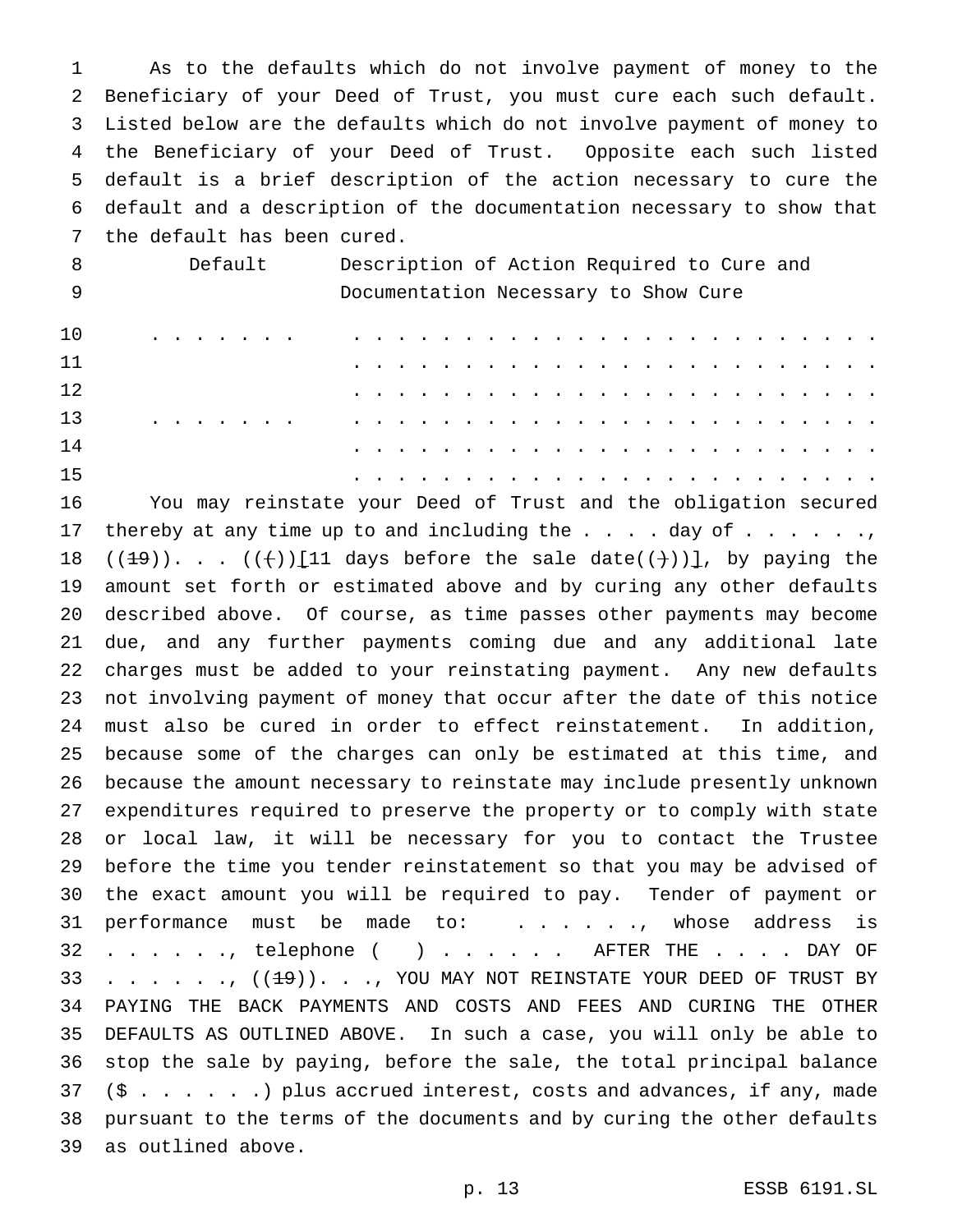As to the defaults which do not involve payment of money to the Beneficiary of your Deed of Trust, you must cure each such default. Listed below are the defaults which do not involve payment of money to the Beneficiary of your Deed of Trust. Opposite each such listed default is a brief description of the action necessary to cure the default and a description of the documentation necessary to show that the default has been cured.

| Default | Description of Action Required to Cure and Documentation Necessary to Show Cure |
|---|---|
| . . . . . . . | . . . . . . . . . . . . . . . . . . . . . . . . . |
| | . . . . . . . . . . . . . . . . . . . . . . . . . |
| | . . . . . . . . . . . . . . . . . . . . . . . . . |
| . . . . . . . | . . . . . . . . . . . . . . . . . . . . . . . . . |
| | . . . . . . . . . . . . . . . . . . . . . . . . . |
| | . . . . . . . . . . . . . . . . . . . . . . . . . |

You may reinstate your Deed of Trust and the obligation secured thereby at any time up to and including the . . . . day of . . . . . ., ((~~19~~)). . . ((~~(~~))[11 days before the sale date((~~)~~))], by paying the amount set forth or estimated above and by curing any other defaults described above. Of course, as time passes other payments may become due, and any further payments coming due and any additional late charges must be added to your reinstating payment. Any new defaults not involving payment of money that occur after the date of this notice must also be cured in order to effect reinstatement. In addition, because some of the charges can only be estimated at this time, and because the amount necessary to reinstate may include presently unknown expenditures required to preserve the property or to comply with state or local law, it will be necessary for you to contact the Trustee before the time you tender reinstatement so that you may be advised of the exact amount you will be required to pay. Tender of payment or performance must be made to: . . . . . ., whose address is . . . . . ., telephone ( ) . . . . . . AFTER THE . . . . DAY OF . . . . . ., ((~~19~~)). . ., YOU MAY NOT REINSTATE YOUR DEED OF TRUST BY PAYING THE BACK PAYMENTS AND COSTS AND FEES AND CURING THE OTHER DEFAULTS AS OUTLINED ABOVE. In such a case, you will only be able to stop the sale by paying, before the sale, the total principal balance ($ . . . . . .) plus accrued interest, costs and advances, if any, made pursuant to the terms of the documents and by curing the other defaults as outlined above.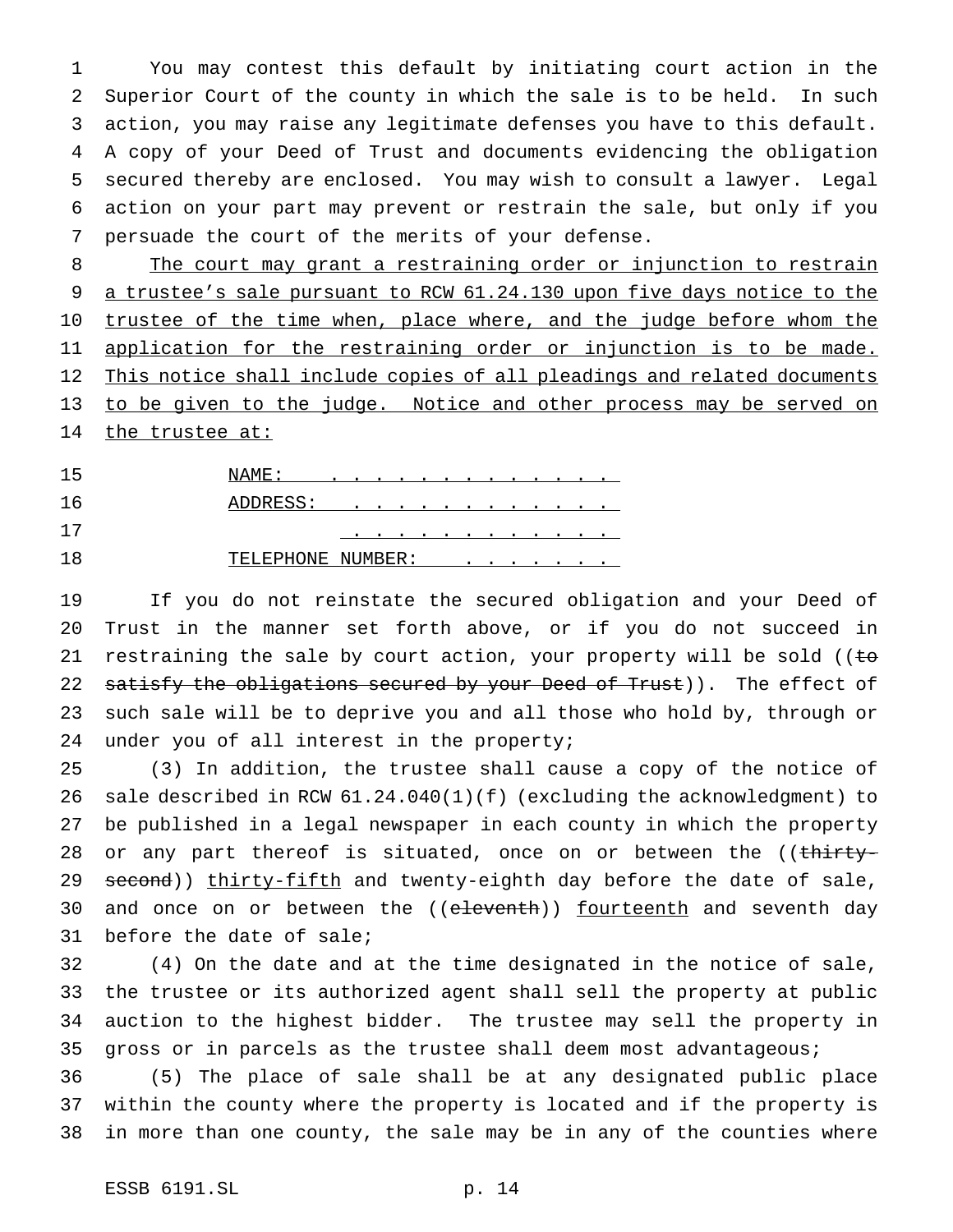You may contest this default by initiating court action in the Superior Court of the county in which the sale is to be held. In such action, you may raise any legitimate defenses you have to this default. A copy of your Deed of Trust and documents evidencing the obligation secured thereby are enclosed. You may wish to consult a lawyer. Legal action on your part may prevent or restrain the sale, but only if you persuade the court of the merits of your defense.

<u>The court may grant a restraining order or injunction to restrain a trustee's sale pursuant to RCW 61.24.130 upon five days notice to the trustee of the time when, place where, and the judge before whom the application for the restraining order or injunction is to be made. This notice shall include copies of all pleadings and related documents to be given to the judge. Notice and other process may be served on the trustee at:</u>

<u>NAME: . . . . . . . . . . . . .</u>
<u>ADDRESS: . . . . . . . . . . . .</u>
<u>. . . . . . . . . . . .</u>
<u>TELEPHONE NUMBER: . . . . . . .</u>

If you do not reinstate the secured obligation and your Deed of Trust in the manner set forth above, or if you do not succeed in restraining the sale by court action, your property will be sold ((~~to satisfy the obligations secured by your Deed of Trust~~)). The effect of such sale will be to deprive you and all those who hold by, through or under you of all interest in the property;

(3) In addition, the trustee shall cause a copy of the notice of sale described in RCW 61.24.040(1)(f) (excluding the acknowledgment) to be published in a legal newspaper in each county in which the property or any part thereof is situated, once on or between the ((~~thirty-second~~)) <u>thirty-fifth</u> and twenty-eighth day before the date of sale, and once on or between the ((~~eleventh~~)) <u>fourteenth</u> and seventh day before the date of sale;

(4) On the date and at the time designated in the notice of sale, the trustee or its authorized agent shall sell the property at public auction to the highest bidder. The trustee may sell the property in gross or in parcels as the trustee shall deem most advantageous;

(5) The place of sale shall be at any designated public place within the county where the property is located and if the property is in more than one county, the sale may be in any of the counties where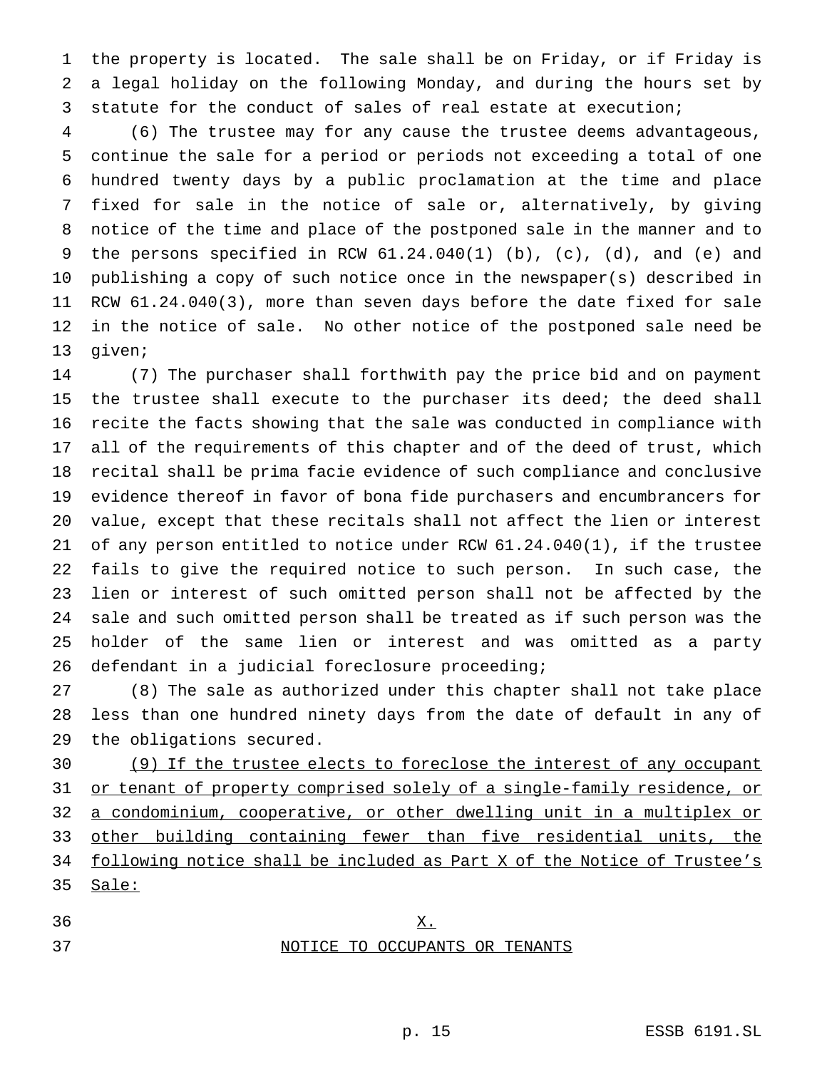the property is located. The sale shall be on Friday, or if Friday is a legal holiday on the following Monday, and during the hours set by statute for the conduct of sales of real estate at execution;

(6) The trustee may for any cause the trustee deems advantageous, continue the sale for a period or periods not exceeding a total of one hundred twenty days by a public proclamation at the time and place fixed for sale in the notice of sale or, alternatively, by giving notice of the time and place of the postponed sale in the manner and to the persons specified in RCW 61.24.040(1) (b), (c), (d), and (e) and publishing a copy of such notice once in the newspaper(s) described in RCW 61.24.040(3), more than seven days before the date fixed for sale in the notice of sale. No other notice of the postponed sale need be given;

(7) The purchaser shall forthwith pay the price bid and on payment the trustee shall execute to the purchaser its deed; the deed shall recite the facts showing that the sale was conducted in compliance with all of the requirements of this chapter and of the deed of trust, which recital shall be prima facie evidence of such compliance and conclusive evidence thereof in favor of bona fide purchasers and encumbrancers for value, except that these recitals shall not affect the lien or interest of any person entitled to notice under RCW 61.24.040(1), if the trustee fails to give the required notice to such person. In such case, the lien or interest of such omitted person shall not be affected by the sale and such omitted person shall be treated as if such person was the holder of the same lien or interest and was omitted as a party defendant in a judicial foreclosure proceeding;

(8) The sale as authorized under this chapter shall not take place less than one hundred ninety days from the date of default in any of the obligations secured.

(9) If the trustee elects to foreclose the interest of any occupant or tenant of property comprised solely of a single-family residence, or a condominium, cooperative, or other dwelling unit in a multiplex or other building containing fewer than five residential units, the following notice shall be included as Part X of the Notice of Trustee's Sale:

X.

NOTICE TO OCCUPANTS OR TENANTS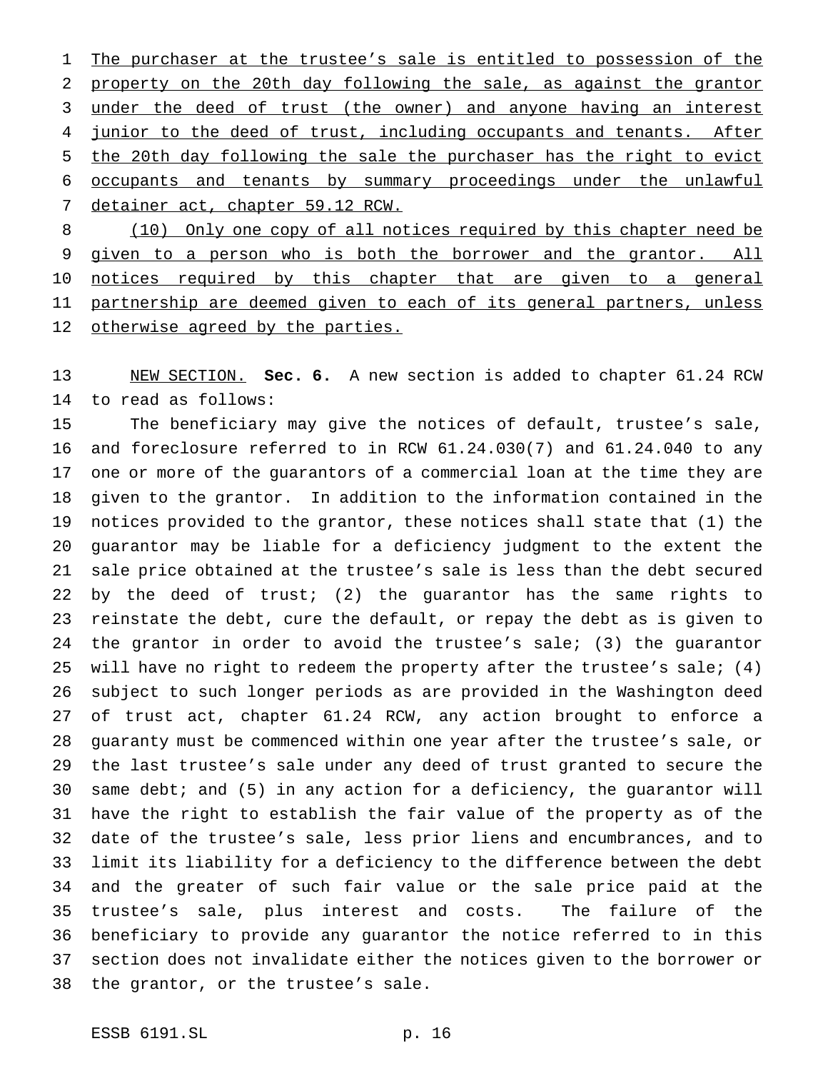The purchaser at the trustee's sale is entitled to possession of the property on the 20th day following the sale, as against the grantor under the deed of trust (the owner) and anyone having an interest junior to the deed of trust, including occupants and tenants. After the 20th day following the sale the purchaser has the right to evict occupants and tenants by summary proceedings under the unlawful detainer act, chapter 59.12 RCW.

(10) Only one copy of all notices required by this chapter need be given to a person who is both the borrower and the grantor. All notices required by this chapter that are given to a general partnership are deemed given to each of its general partners, unless otherwise agreed by the parties.

NEW SECTION. **Sec. 6.** A new section is added to chapter 61.24 RCW to read as follows:

The beneficiary may give the notices of default, trustee's sale, and foreclosure referred to in RCW 61.24.030(7) and 61.24.040 to any one or more of the guarantors of a commercial loan at the time they are given to the grantor. In addition to the information contained in the notices provided to the grantor, these notices shall state that (1) the guarantor may be liable for a deficiency judgment to the extent the sale price obtained at the trustee's sale is less than the debt secured by the deed of trust; (2) the guarantor has the same rights to reinstate the debt, cure the default, or repay the debt as is given to the grantor in order to avoid the trustee's sale; (3) the guarantor will have no right to redeem the property after the trustee's sale; (4) subject to such longer periods as are provided in the Washington deed of trust act, chapter 61.24 RCW, any action brought to enforce a guaranty must be commenced within one year after the trustee's sale, or the last trustee's sale under any deed of trust granted to secure the same debt; and (5) in any action for a deficiency, the guarantor will have the right to establish the fair value of the property as of the date of the trustee's sale, less prior liens and encumbrances, and to limit its liability for a deficiency to the difference between the debt and the greater of such fair value or the sale price paid at the trustee's sale, plus interest and costs. The failure of the beneficiary to provide any guarantor the notice referred to in this section does not invalidate either the notices given to the borrower or the grantor, or the trustee's sale.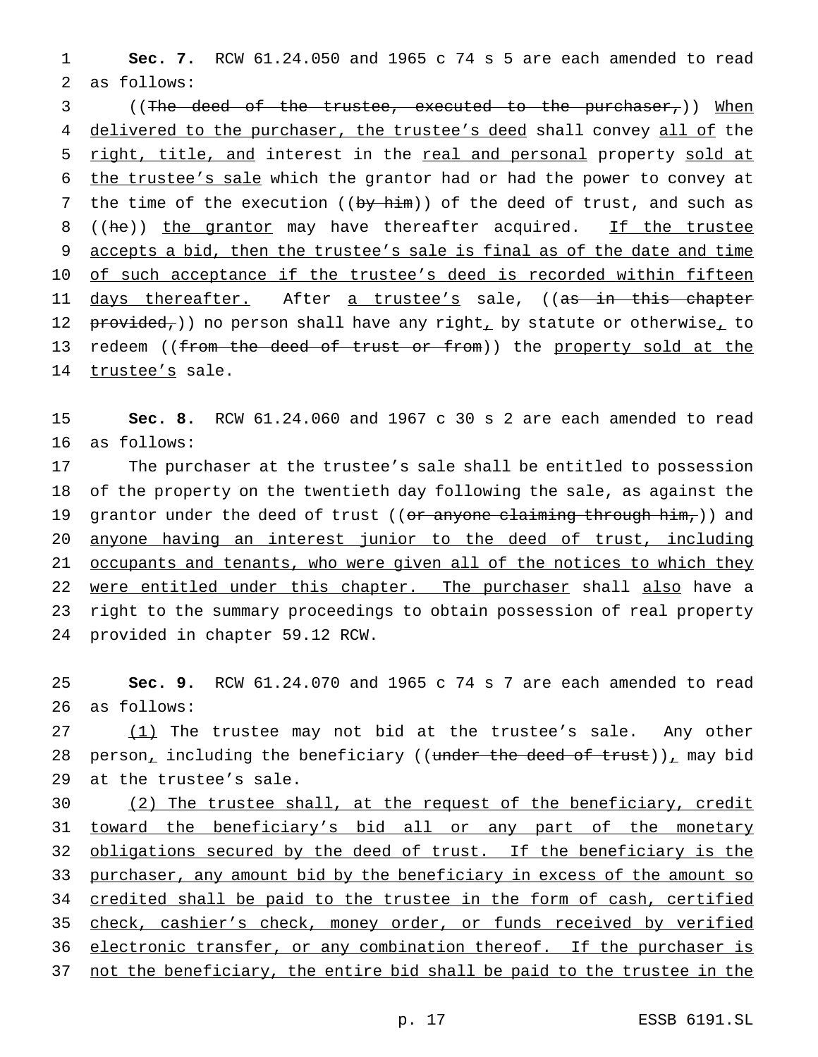**Sec. 7.** RCW 61.24.050 and 1965 c 74 s 5 are each amended to read as follows:

((The deed of the trustee, executed to the purchaser,)) When delivered to the purchaser, the trustee's deed shall convey all of the right, title, and interest in the real and personal property sold at the trustee's sale which the grantor had or had the power to convey at the time of the execution ((by him)) of the deed of trust, and such as ((he)) the grantor may have thereafter acquired. If the trustee accepts a bid, then the trustee's sale is final as of the date and time of such acceptance if the trustee's deed is recorded within fifteen days thereafter. After a trustee's sale, ((as in this chapter provided,)) no person shall have any right, by statute or otherwise, to redeem ((from the deed of trust or from)) the property sold at the trustee's sale.

**Sec. 8.** RCW 61.24.060 and 1967 c 30 s 2 are each amended to read as follows:

The purchaser at the trustee's sale shall be entitled to possession of the property on the twentieth day following the sale, as against the grantor under the deed of trust ((or anyone claiming through him,)) and anyone having an interest junior to the deed of trust, including occupants and tenants, who were given all of the notices to which they were entitled under this chapter. The purchaser shall also have a right to the summary proceedings to obtain possession of real property provided in chapter 59.12 RCW.

**Sec. 9.** RCW 61.24.070 and 1965 c 74 s 7 are each amended to read as follows:

(1) The trustee may not bid at the trustee's sale. Any other person, including the beneficiary ((under the deed of trust)), may bid at the trustee's sale.

(2) The trustee shall, at the request of the beneficiary, credit toward the beneficiary's bid all or any part of the monetary obligations secured by the deed of trust. If the beneficiary is the purchaser, any amount bid by the beneficiary in excess of the amount so credited shall be paid to the trustee in the form of cash, certified check, cashier's check, money order, or funds received by verified electronic transfer, or any combination thereof. If the purchaser is not the beneficiary, the entire bid shall be paid to the trustee in the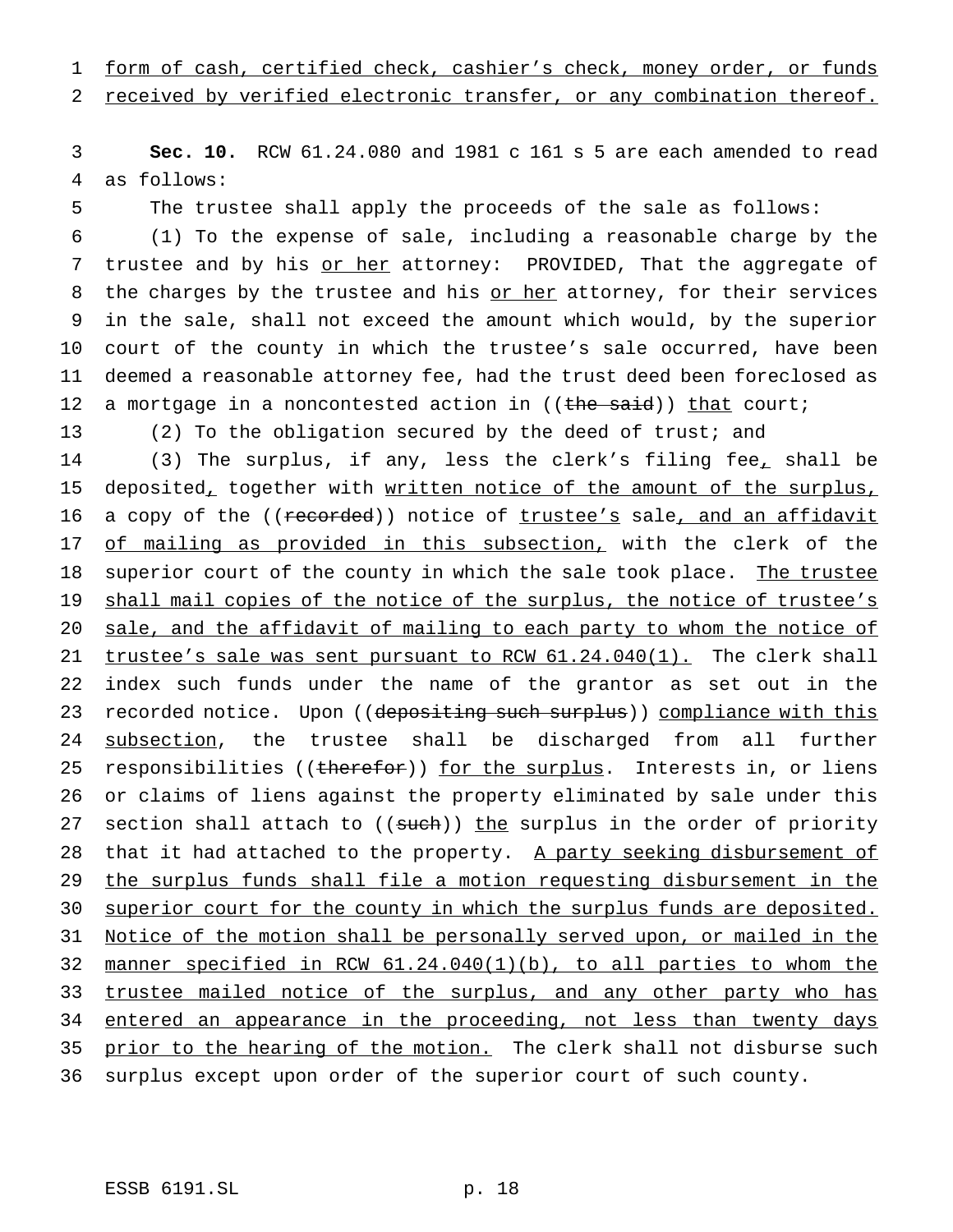form of cash, certified check, cashier's check, money order, or funds received by verified electronic transfer, or any combination thereof.

**Sec. 10.** RCW 61.24.080 and 1981 c 161 s 5 are each amended to read as follows:

The trustee shall apply the proceeds of the sale as follows:

(1) To the expense of sale, including a reasonable charge by the trustee and by his or her attorney: PROVIDED, That the aggregate of the charges by the trustee and his or her attorney, for their services in the sale, shall not exceed the amount which would, by the superior court of the county in which the trustee's sale occurred, have been deemed a reasonable attorney fee, had the trust deed been foreclosed as a mortgage in a noncontested action in ((the said)) that court;

(2) To the obligation secured by the deed of trust; and

(3) The surplus, if any, less the clerk's filing fee, shall be deposited, together with written notice of the amount of the surplus, a copy of the ((recorded)) notice of trustee's sale, and an affidavit of mailing as provided in this subsection, with the clerk of the superior court of the county in which the sale took place. The trustee shall mail copies of the notice of the surplus, the notice of trustee's sale, and the affidavit of mailing to each party to whom the notice of trustee's sale was sent pursuant to RCW 61.24.040(1). The clerk shall index such funds under the name of the grantor as set out in the recorded notice. Upon ((depositing such surplus)) compliance with this subsection, the trustee shall be discharged from all further responsibilities ((therefor)) for the surplus. Interests in, or liens or claims of liens against the property eliminated by sale under this section shall attach to ((such)) the surplus in the order of priority that it had attached to the property. A party seeking disbursement of the surplus funds shall file a motion requesting disbursement in the superior court for the county in which the surplus funds are deposited. Notice of the motion shall be personally served upon, or mailed in the manner specified in RCW 61.24.040(1)(b), to all parties to whom the trustee mailed notice of the surplus, and any other party who has entered an appearance in the proceeding, not less than twenty days prior to the hearing of the motion. The clerk shall not disburse such surplus except upon order of the superior court of such county.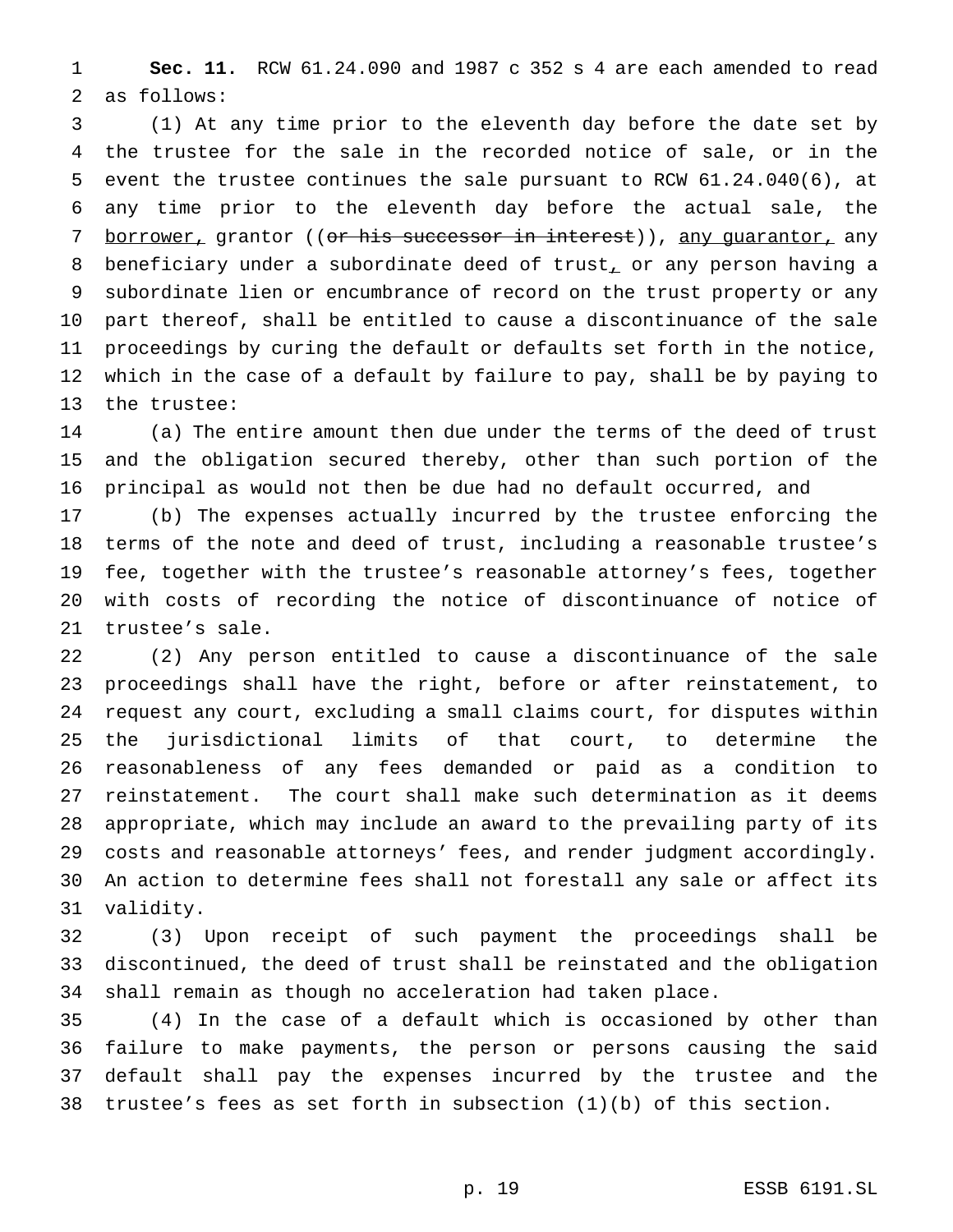**Sec. 11.** RCW 61.24.090 and 1987 c 352 s 4 are each amended to read as follows:

(1) At any time prior to the eleventh day before the date set by the trustee for the sale in the recorded notice of sale, or in the event the trustee continues the sale pursuant to RCW 61.24.040(6), at any time prior to the eleventh day before the actual sale, the borrower, grantor ((~~or his successor in interest~~)), any guarantor, any beneficiary under a subordinate deed of trust, or any person having a subordinate lien or encumbrance of record on the trust property or any part thereof, shall be entitled to cause a discontinuance of the sale proceedings by curing the default or defaults set forth in the notice, which in the case of a default by failure to pay, shall be by paying to the trustee:

(a) The entire amount then due under the terms of the deed of trust and the obligation secured thereby, other than such portion of the principal as would not then be due had no default occurred, and

(b) The expenses actually incurred by the trustee enforcing the terms of the note and deed of trust, including a reasonable trustee's fee, together with the trustee's reasonable attorney's fees, together with costs of recording the notice of discontinuance of notice of trustee's sale.

(2) Any person entitled to cause a discontinuance of the sale proceedings shall have the right, before or after reinstatement, to request any court, excluding a small claims court, for disputes within the jurisdictional limits of that court, to determine the reasonableness of any fees demanded or paid as a condition to reinstatement. The court shall make such determination as it deems appropriate, which may include an award to the prevailing party of its costs and reasonable attorneys' fees, and render judgment accordingly. An action to determine fees shall not forestall any sale or affect its validity.

(3) Upon receipt of such payment the proceedings shall be discontinued, the deed of trust shall be reinstated and the obligation shall remain as though no acceleration had taken place.

(4) In the case of a default which is occasioned by other than failure to make payments, the person or persons causing the said default shall pay the expenses incurred by the trustee and the trustee's fees as set forth in subsection (1)(b) of this section.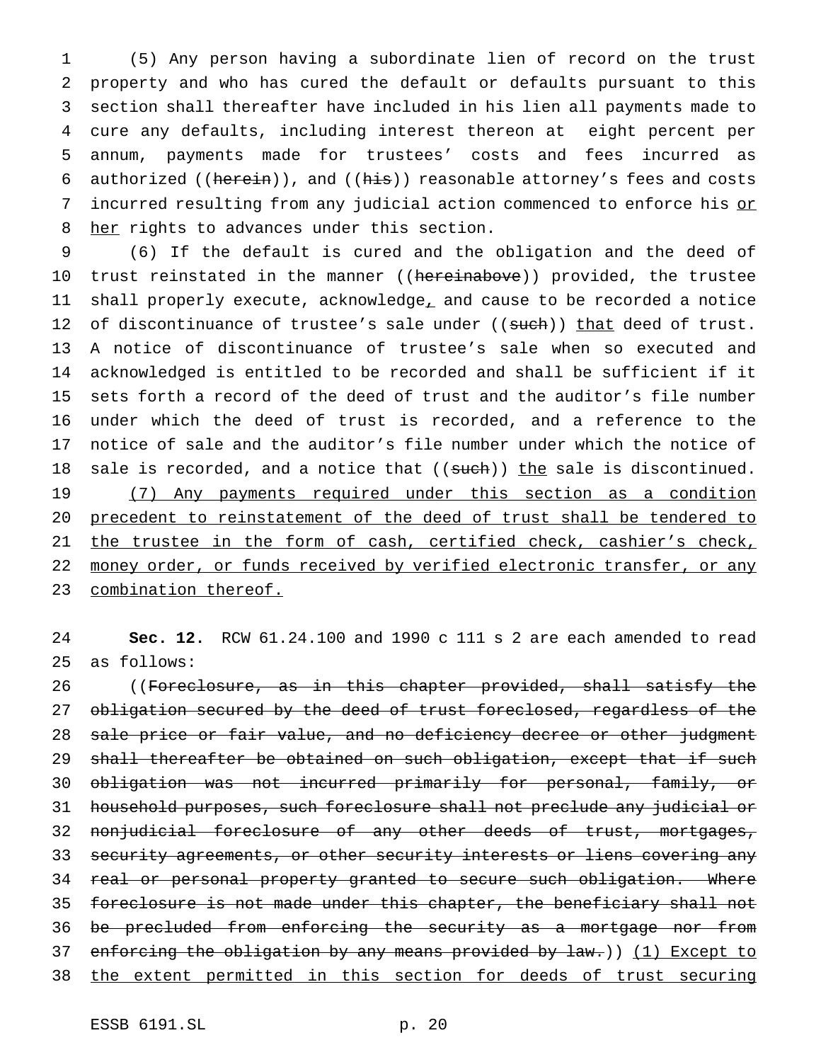(5) Any person having a subordinate lien of record on the trust property and who has cured the default or defaults pursuant to this section shall thereafter have included in his lien all payments made to cure any defaults, including interest thereon at eight percent per annum, payments made for trustees' costs and fees incurred as authorized ((~~herein~~)), and ((~~his~~)) reasonable attorney's fees and costs incurred resulting from any judicial action commenced to enforce his <u>or her</u> rights to advances under this section.

(6) If the default is cured and the obligation and the deed of trust reinstated in the manner ((~~hereinabove~~)) provided, the trustee shall properly execute, acknowledge<u>,</u> and cause to be recorded a notice of discontinuance of trustee's sale under ((~~such~~)) <u>that</u> deed of trust. A notice of discontinuance of trustee's sale when so executed and acknowledged is entitled to be recorded and shall be sufficient if it sets forth a record of the deed of trust and the auditor's file number under which the deed of trust is recorded, and a reference to the notice of sale and the auditor's file number under which the notice of sale is recorded, and a notice that ((~~such~~)) <u>the</u> sale is discontinued.

<u>(7) Any payments required under this section as a condition precedent to reinstatement of the deed of trust shall be tendered to the trustee in the form of cash, certified check, cashier's check, money order, or funds received by verified electronic transfer, or any combination thereof.</u>

**Sec. 12.** RCW 61.24.100 and 1990 c 111 s 2 are each amended to read as follows:

((~~Foreclosure, as in this chapter provided, shall satisfy the obligation secured by the deed of trust foreclosed, regardless of the sale price or fair value, and no deficiency decree or other judgment shall thereafter be obtained on such obligation, except that if such obligation was not incurred primarily for personal, family, or household purposes, such foreclosure shall not preclude any judicial or nonjudicial foreclosure of any other deeds of trust, mortgages, security agreements, or other security interests or liens covering any real or personal property granted to secure such obligation. Where foreclosure is not made under this chapter, the beneficiary shall not be precluded from enforcing the security as a mortgage nor from enforcing the obligation by any means provided by law.~~)) <u>(1) Except to the extent permitted in this section for deeds of trust securing</u>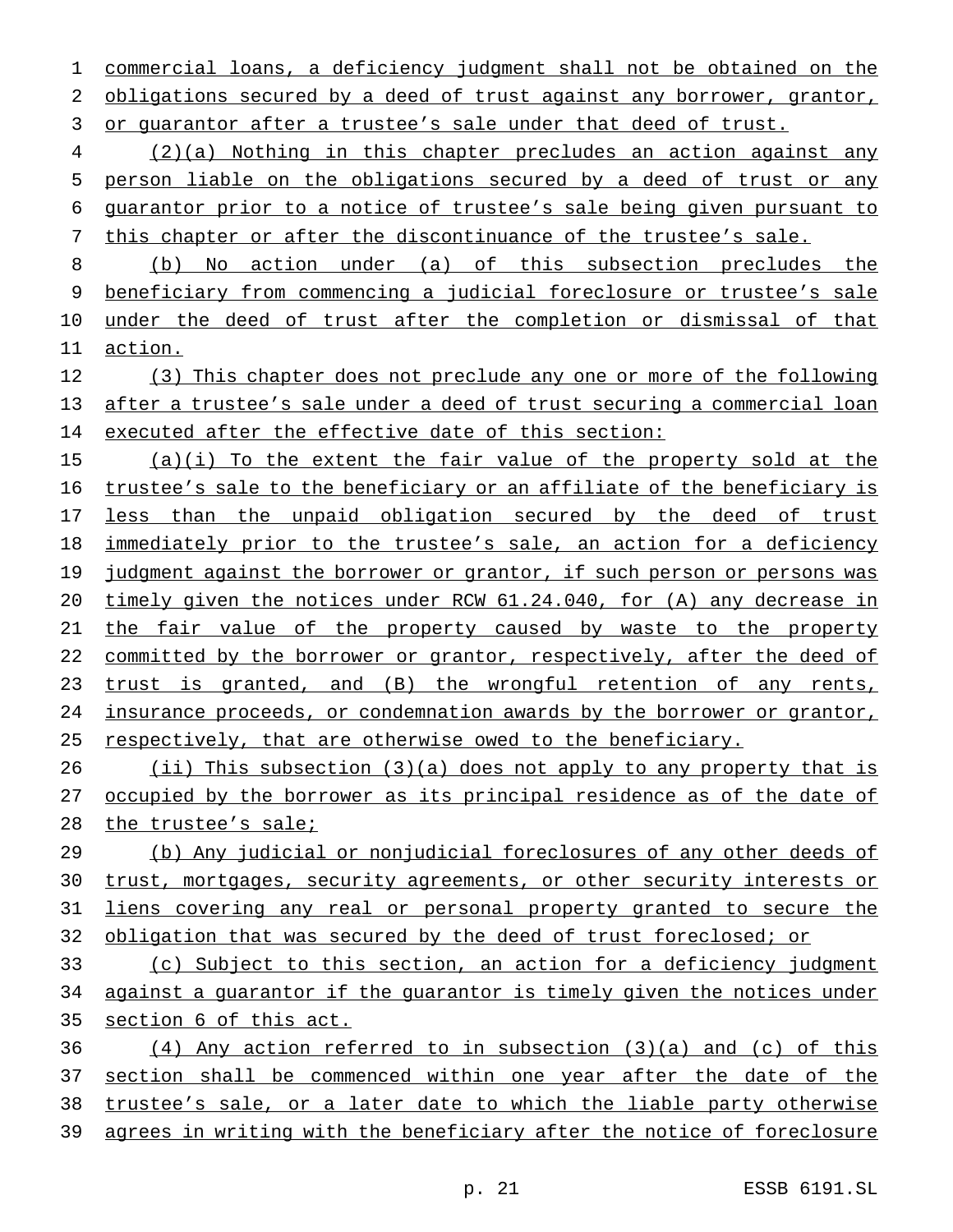commercial loans, a deficiency judgment shall not be obtained on the obligations secured by a deed of trust against any borrower, grantor, or guarantor after a trustee's sale under that deed of trust.

(2)(a) Nothing in this chapter precludes an action against any person liable on the obligations secured by a deed of trust or any guarantor prior to a notice of trustee's sale being given pursuant to this chapter or after the discontinuance of the trustee's sale.

(b) No action under (a) of this subsection precludes the beneficiary from commencing a judicial foreclosure or trustee's sale under the deed of trust after the completion or dismissal of that action.

(3) This chapter does not preclude any one or more of the following after a trustee's sale under a deed of trust securing a commercial loan executed after the effective date of this section:

(a)(i) To the extent the fair value of the property sold at the trustee's sale to the beneficiary or an affiliate of the beneficiary is less than the unpaid obligation secured by the deed of trust immediately prior to the trustee's sale, an action for a deficiency judgment against the borrower or grantor, if such person or persons was timely given the notices under RCW 61.24.040, for (A) any decrease in the fair value of the property caused by waste to the property committed by the borrower or grantor, respectively, after the deed of trust is granted, and (B) the wrongful retention of any rents, insurance proceeds, or condemnation awards by the borrower or grantor, respectively, that are otherwise owed to the beneficiary.

(ii) This subsection (3)(a) does not apply to any property that is occupied by the borrower as its principal residence as of the date of the trustee's sale;

(b) Any judicial or nonjudicial foreclosures of any other deeds of trust, mortgages, security agreements, or other security interests or liens covering any real or personal property granted to secure the obligation that was secured by the deed of trust foreclosed; or

(c) Subject to this section, an action for a deficiency judgment against a guarantor if the guarantor is timely given the notices under section 6 of this act.

(4) Any action referred to in subsection (3)(a) and (c) of this section shall be commenced within one year after the date of the trustee's sale, or a later date to which the liable party otherwise agrees in writing with the beneficiary after the notice of foreclosure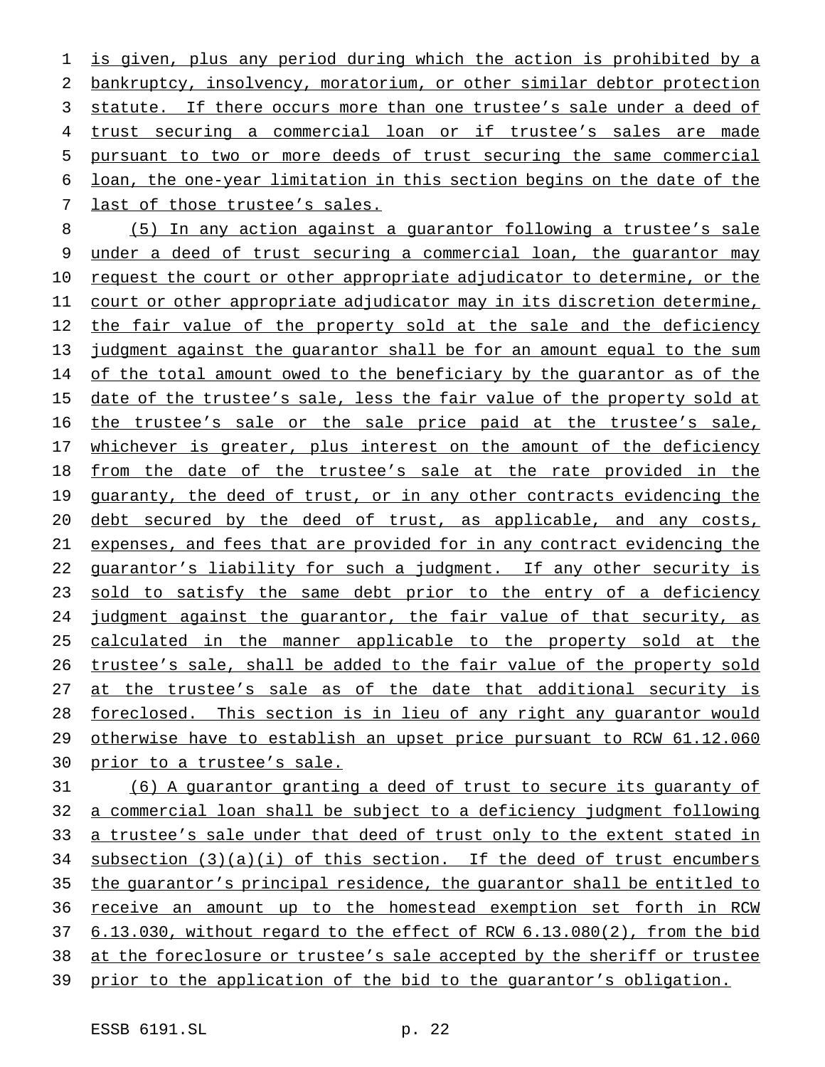is given, plus any period during which the action is prohibited by a bankruptcy, insolvency, moratorium, or other similar debtor protection statute. If there occurs more than one trustee's sale under a deed of trust securing a commercial loan or if trustee's sales are made pursuant to two or more deeds of trust securing the same commercial loan, the one-year limitation in this section begins on the date of the last of those trustee's sales.

(5) In any action against a guarantor following a trustee's sale under a deed of trust securing a commercial loan, the guarantor may request the court or other appropriate adjudicator to determine, or the court or other appropriate adjudicator may in its discretion determine, the fair value of the property sold at the sale and the deficiency judgment against the guarantor shall be for an amount equal to the sum of the total amount owed to the beneficiary by the guarantor as of the date of the trustee's sale, less the fair value of the property sold at the trustee's sale or the sale price paid at the trustee's sale, whichever is greater, plus interest on the amount of the deficiency from the date of the trustee's sale at the rate provided in the guaranty, the deed of trust, or in any other contracts evidencing the debt secured by the deed of trust, as applicable, and any costs, expenses, and fees that are provided for in any contract evidencing the guarantor's liability for such a judgment. If any other security is sold to satisfy the same debt prior to the entry of a deficiency judgment against the guarantor, the fair value of that security, as calculated in the manner applicable to the property sold at the trustee's sale, shall be added to the fair value of the property sold at the trustee's sale as of the date that additional security is foreclosed. This section is in lieu of any right any guarantor would otherwise have to establish an upset price pursuant to RCW 61.12.060 prior to a trustee's sale.

(6) A guarantor granting a deed of trust to secure its guaranty of a commercial loan shall be subject to a deficiency judgment following a trustee's sale under that deed of trust only to the extent stated in subsection (3)(a)(i) of this section. If the deed of trust encumbers the guarantor's principal residence, the guarantor shall be entitled to receive an amount up to the homestead exemption set forth in RCW 6.13.030, without regard to the effect of RCW 6.13.080(2), from the bid at the foreclosure or trustee's sale accepted by the sheriff or trustee prior to the application of the bid to the guarantor's obligation.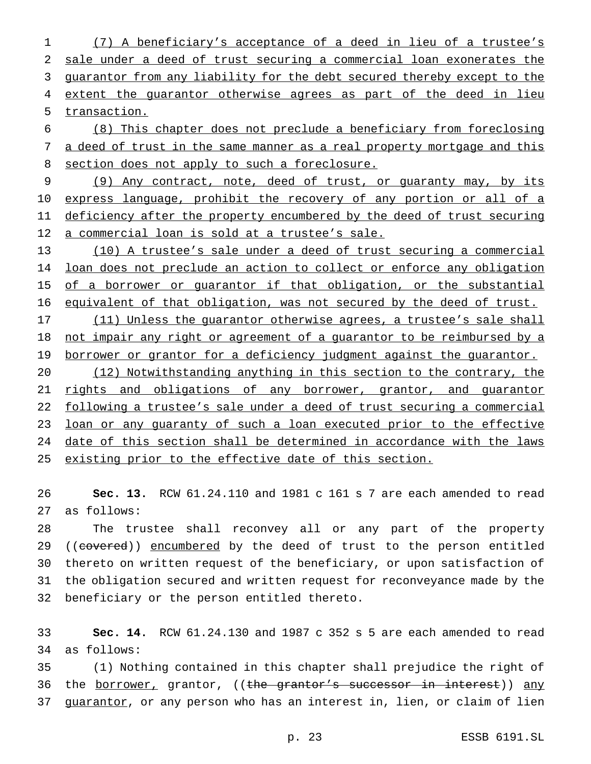(7) A beneficiary's acceptance of a deed in lieu of a trustee's sale under a deed of trust securing a commercial loan exonerates the guarantor from any liability for the debt secured thereby except to the extent the guarantor otherwise agrees as part of the deed in lieu transaction.

(8) This chapter does not preclude a beneficiary from foreclosing a deed of trust in the same manner as a real property mortgage and this section does not apply to such a foreclosure.

(9) Any contract, note, deed of trust, or guaranty may, by its express language, prohibit the recovery of any portion or all of a deficiency after the property encumbered by the deed of trust securing a commercial loan is sold at a trustee's sale.

(10) A trustee's sale under a deed of trust securing a commercial loan does not preclude an action to collect or enforce any obligation of a borrower or guarantor if that obligation, or the substantial equivalent of that obligation, was not secured by the deed of trust.

(11) Unless the guarantor otherwise agrees, a trustee's sale shall not impair any right or agreement of a guarantor to be reimbursed by a borrower or grantor for a deficiency judgment against the guarantor.

(12) Notwithstanding anything in this section to the contrary, the rights and obligations of any borrower, grantor, and guarantor following a trustee's sale under a deed of trust securing a commercial loan or any guaranty of such a loan executed prior to the effective date of this section shall be determined in accordance with the laws existing prior to the effective date of this section.

**Sec. 13.** RCW 61.24.110 and 1981 c 161 s 7 are each amended to read as follows:

The trustee shall reconvey all or any part of the property ((~~covered~~)) encumbered by the deed of trust to the person entitled thereto on written request of the beneficiary, or upon satisfaction of the obligation secured and written request for reconveyance made by the beneficiary or the person entitled thereto.

**Sec. 14.** RCW 61.24.130 and 1987 c 352 s 5 are each amended to read as follows:

(1) Nothing contained in this chapter shall prejudice the right of the borrower, grantor, ((~~the grantor's successor in interest~~)) any guarantor, or any person who has an interest in, lien, or claim of lien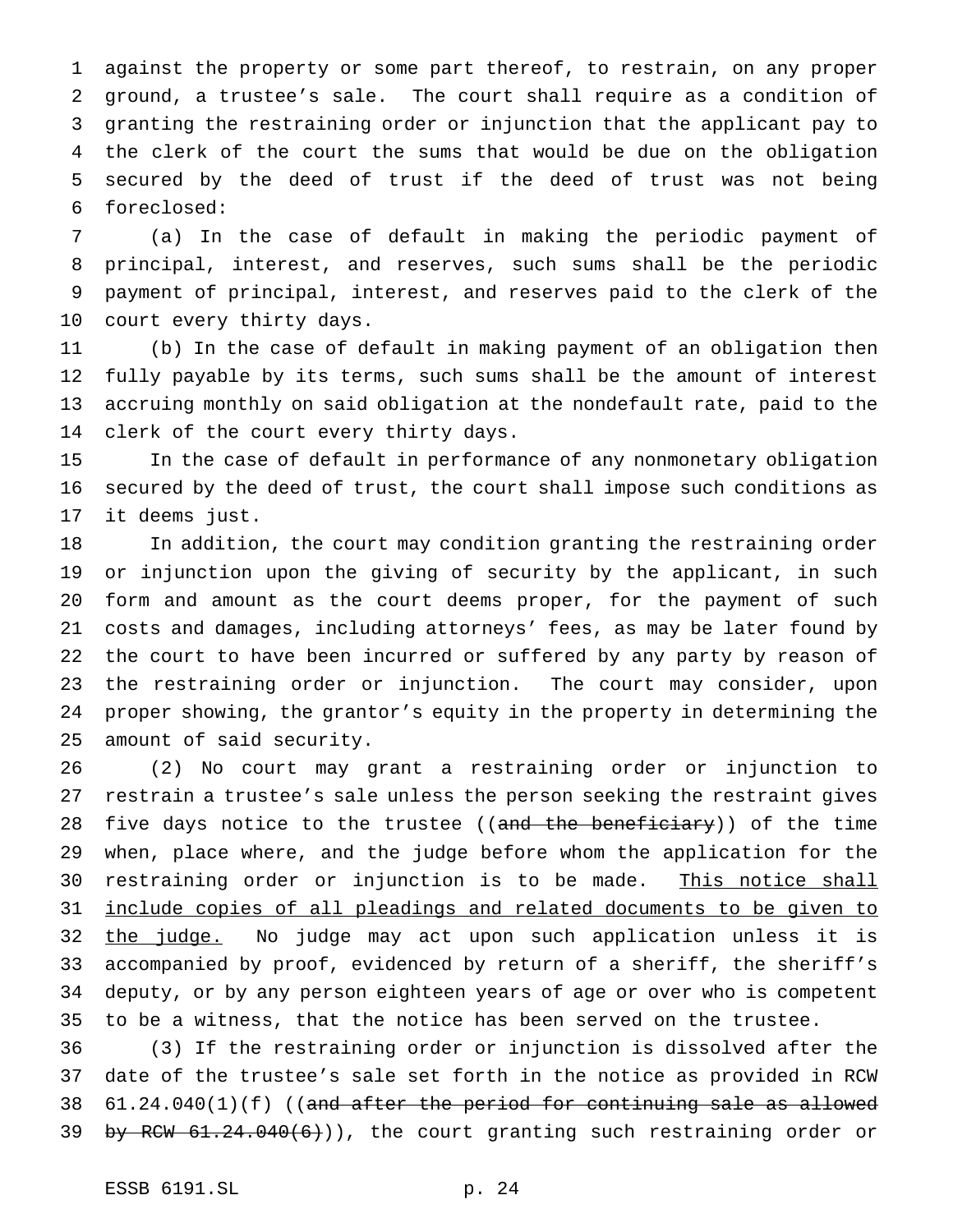against the property or some part thereof, to restrain, on any proper ground, a trustee's sale. The court shall require as a condition of granting the restraining order or injunction that the applicant pay to the clerk of the court the sums that would be due on the obligation secured by the deed of trust if the deed of trust was not being foreclosed:

(a) In the case of default in making the periodic payment of principal, interest, and reserves, such sums shall be the periodic payment of principal, interest, and reserves paid to the clerk of the court every thirty days.

(b) In the case of default in making payment of an obligation then fully payable by its terms, such sums shall be the amount of interest accruing monthly on said obligation at the nondefault rate, paid to the clerk of the court every thirty days.

In the case of default in performance of any nonmonetary obligation secured by the deed of trust, the court shall impose such conditions as it deems just.

In addition, the court may condition granting the restraining order or injunction upon the giving of security by the applicant, in such form and amount as the court deems proper, for the payment of such costs and damages, including attorneys' fees, as may be later found by the court to have been incurred or suffered by any party by reason of the restraining order or injunction. The court may consider, upon proper showing, the grantor's equity in the property in determining the amount of said security.

(2) No court may grant a restraining order or injunction to restrain a trustee's sale unless the person seeking the restraint gives five days notice to the trustee ((~~and the beneficiary~~)) of the time when, place where, and the judge before whom the application for the restraining order or injunction is to be made. <u>This notice shall include copies of all pleadings and related documents to be given to the judge.</u> No judge may act upon such application unless it is accompanied by proof, evidenced by return of a sheriff, the sheriff's deputy, or by any person eighteen years of age or over who is competent to be a witness, that the notice has been served on the trustee.

(3) If the restraining order or injunction is dissolved after the date of the trustee's sale set forth in the notice as provided in RCW 61.24.040(1)(f) ((~~and after the period for continuing sale as allowed by RCW 61.24.040(6)~~)), the court granting such restraining order or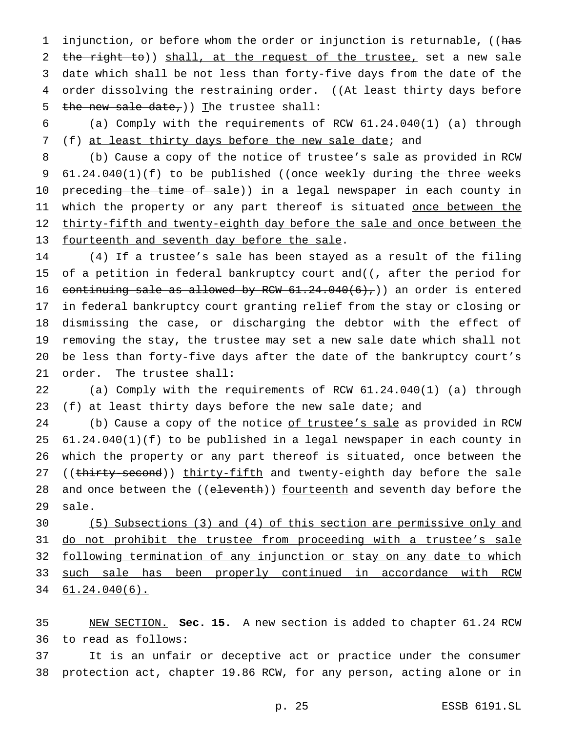injunction, or before whom the order or injunction is returnable, ((~~has the right to~~)) <u>shall, at the request of the trustee,</u> set a new sale date which shall be not less than forty-five days from the date of the order dissolving the restraining order. ((~~At least thirty days before the new sale date,~~)) <u>T</u>he trustee shall:

(a) Comply with the requirements of RCW 61.24.040(1) (a) through (f) <u>at least thirty days before the new sale date</u>; and

(b) Cause a copy of the notice of trustee's sale as provided in RCW 61.24.040(1)(f) to be published ((~~once weekly during the three weeks preceding the time of sale~~)) in a legal newspaper in each county in which the property or any part thereof is situated <u>once between the thirty-fifth and twenty-eighth day before the sale and once between the fourteenth and seventh day before the sale</u>.

(4) If a trustee's sale has been stayed as a result of the filing of a petition in federal bankruptcy court and((~~, after the period for continuing sale as allowed by RCW 61.24.040(6),~~)) an order is entered in federal bankruptcy court granting relief from the stay or closing or dismissing the case, or discharging the debtor with the effect of removing the stay, the trustee may set a new sale date which shall not be less than forty-five days after the date of the bankruptcy court's order. The trustee shall:

(a) Comply with the requirements of RCW 61.24.040(1) (a) through (f) at least thirty days before the new sale date; and

(b) Cause a copy of the notice <u>of trustee's sale</u> as provided in RCW 61.24.040(1)(f) to be published in a legal newspaper in each county in which the property or any part thereof is situated, once between the ((~~thirty-second~~)) <u>thirty-fifth</u> and twenty-eighth day before the sale and once between the ((~~eleventh~~)) <u>fourteenth</u> and seventh day before the sale.

<u>(5) Subsections (3) and (4) of this section are permissive only and do not prohibit the trustee from proceeding with a trustee's sale following termination of any injunction or stay on any date to which such sale has been properly continued in accordance with RCW 61.24.040(6).</u>

<u>NEW SECTION.</u> **Sec. 15.** A new section is added to chapter 61.24 RCW to read as follows:

It is an unfair or deceptive act or practice under the consumer protection act, chapter 19.86 RCW, for any person, acting alone or in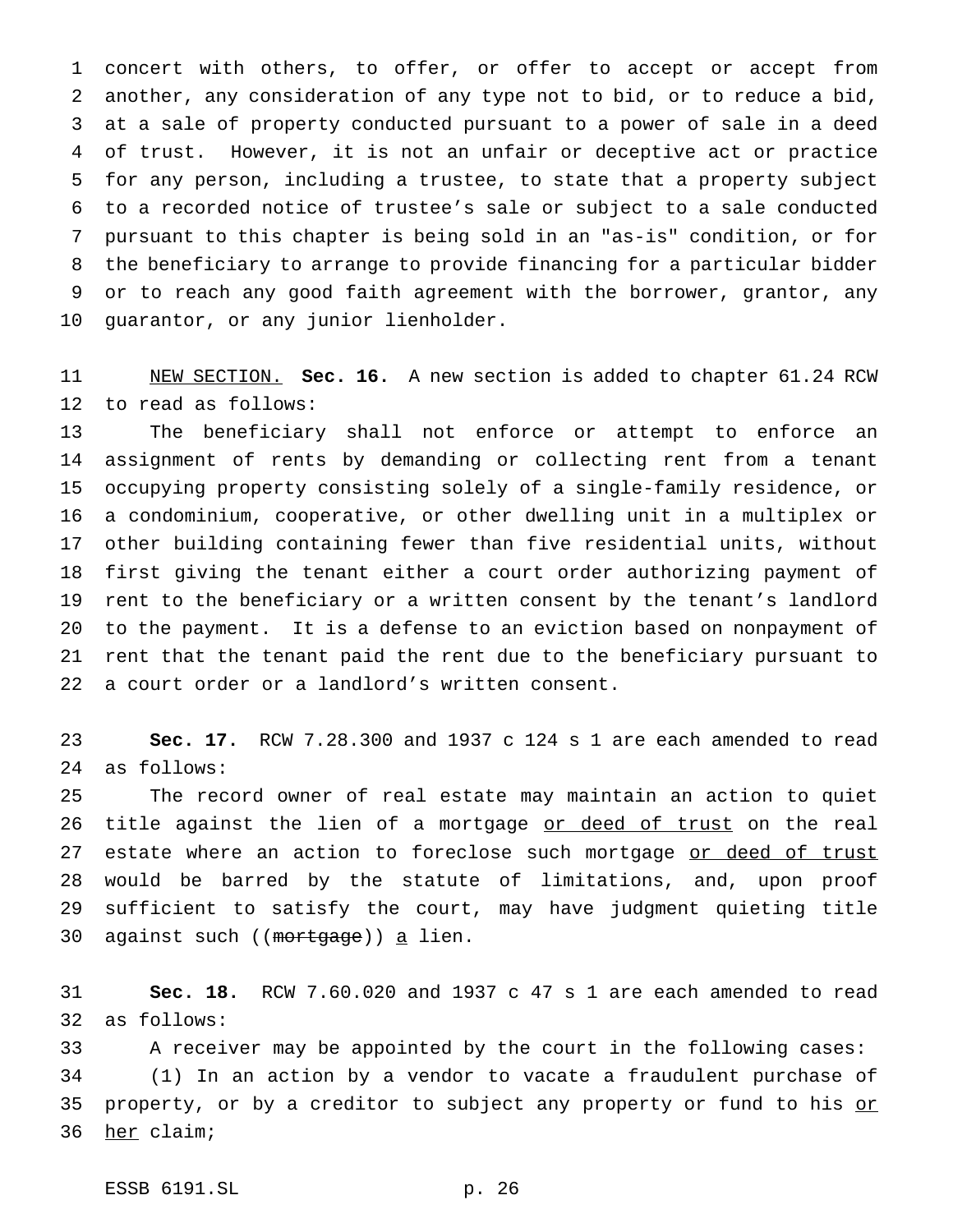concert with others, to offer, or offer to accept or accept from another, any consideration of any type not to bid, or to reduce a bid, at a sale of property conducted pursuant to a power of sale in a deed of trust. However, it is not an unfair or deceptive act or practice for any person, including a trustee, to state that a property subject to a recorded notice of trustee's sale or subject to a sale conducted pursuant to this chapter is being sold in an "as-is" condition, or for the beneficiary to arrange to provide financing for a particular bidder or to reach any good faith agreement with the borrower, grantor, any guarantor, or any junior lienholder.

NEW SECTION. **Sec. 16.** A new section is added to chapter 61.24 RCW to read as follows:

The beneficiary shall not enforce or attempt to enforce an assignment of rents by demanding or collecting rent from a tenant occupying property consisting solely of a single-family residence, or a condominium, cooperative, or other dwelling unit in a multiplex or other building containing fewer than five residential units, without first giving the tenant either a court order authorizing payment of rent to the beneficiary or a written consent by the tenant's landlord to the payment. It is a defense to an eviction based on nonpayment of rent that the tenant paid the rent due to the beneficiary pursuant to a court order or a landlord's written consent.

**Sec. 17.** RCW 7.28.300 and 1937 c 124 s 1 are each amended to read as follows:

The record owner of real estate may maintain an action to quiet title against the lien of a mortgage or deed of trust on the real estate where an action to foreclose such mortgage or deed of trust would be barred by the statute of limitations, and, upon proof sufficient to satisfy the court, may have judgment quieting title against such ((~~mortgage~~)) a lien.

**Sec. 18.** RCW 7.60.020 and 1937 c 47 s 1 are each amended to read as follows:

A receiver may be appointed by the court in the following cases:

(1) In an action by a vendor to vacate a fraudulent purchase of property, or by a creditor to subject any property or fund to his or her claim;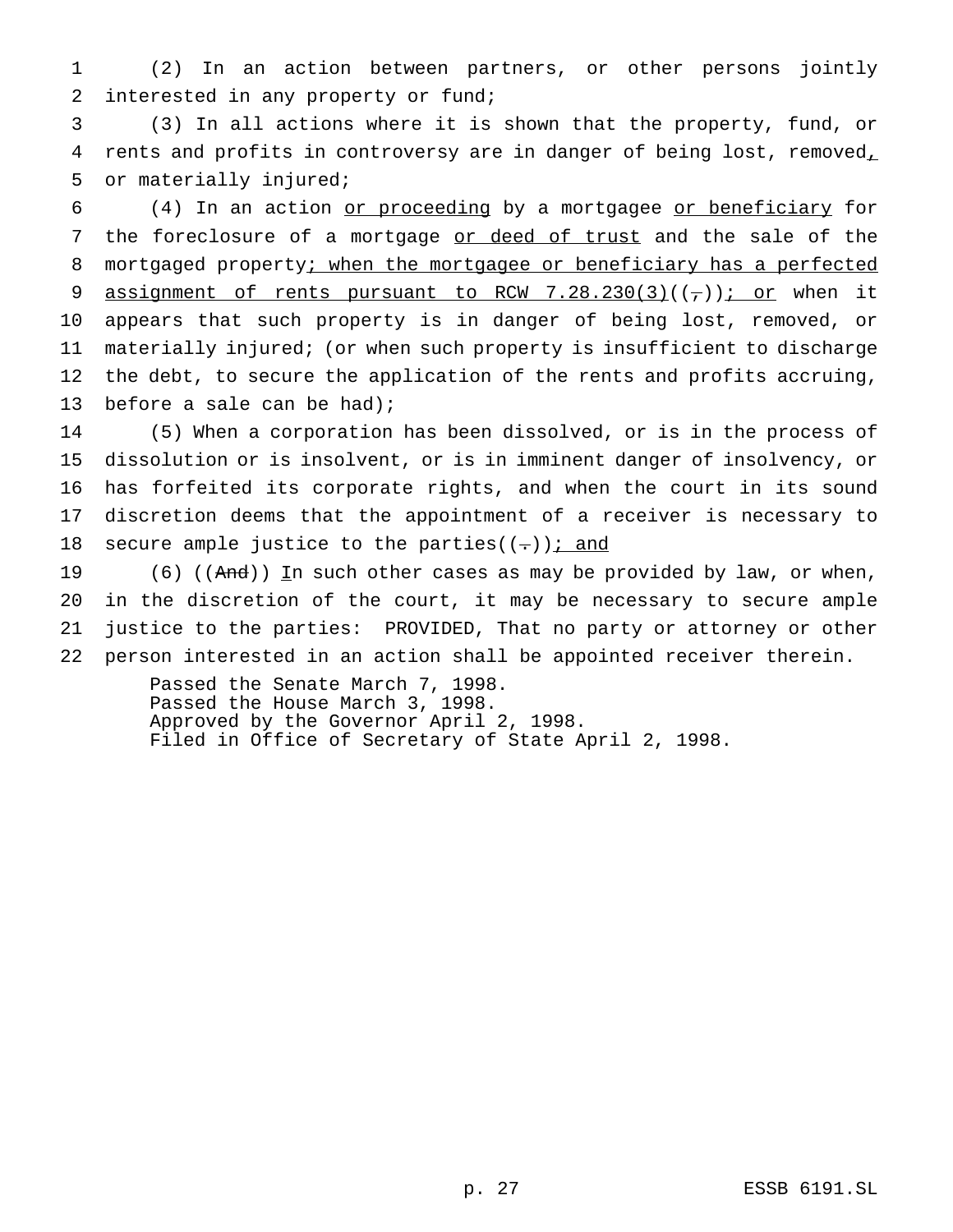(2) In an action between partners, or other persons jointly interested in any property or fund;

(3) In all actions where it is shown that the property, fund, or rents and profits in controversy are in danger of being lost, removed, or materially injured;

(4) In an action or proceeding by a mortgagee or beneficiary for the foreclosure of a mortgage or deed of trust and the sale of the mortgaged property; when the mortgagee or beneficiary has a perfected assignment of rents pursuant to RCW 7.28.230(3)((,)); or when it appears that such property is in danger of being lost, removed, or materially injured; (or when such property is insufficient to discharge the debt, to secure the application of the rents and profits accruing, before a sale can be had);

(5) When a corporation has been dissolved, or is in the process of dissolution or is insolvent, or is in imminent danger of insolvency, or has forfeited its corporate rights, and when the court in its sound discretion deems that the appointment of a receiver is necessary to secure ample justice to the parties((.)); and

(6) ((And)) In such other cases as may be provided by law, or when, in the discretion of the court, it may be necessary to secure ample justice to the parties: PROVIDED, That no party or attorney or other person interested in an action shall be appointed receiver therein.

Passed the Senate March 7, 1998.
Passed the House March 3, 1998.
Approved by the Governor April 2, 1998.
Filed in Office of Secretary of State April 2, 1998.